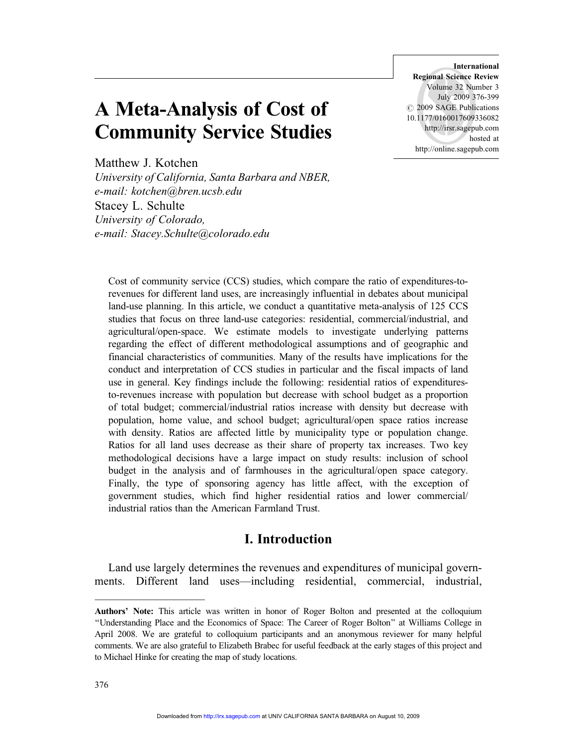# A Meta-Analysis of Cost of Community Service Studies

Matthew J. Kotchen
*University of California, Santa Barbara and NBER,*
*e-mail: kotchen@bren.ucsb.edu*
Stacey L. Schulte
*University of Colorado,*
*e-mail: Stacey.Schulte@colorado.edu*

Cost of community service (CCS) studies, which compare the ratio of expenditures-to-revenues for different land uses, are increasingly influential in debates about municipal land-use planning. In this article, we conduct a quantitative meta-analysis of 125 CCS studies that focus on three land-use categories: residential, commercial/industrial, and agricultural/open-space. We estimate models to investigate underlying patterns regarding the effect of different methodological assumptions and of geographic and financial characteristics of communities. Many of the results have implications for the conduct and interpretation of CCS studies in particular and the fiscal impacts of land use in general. Key findings include the following: residential ratios of expenditures-to-revenues increase with population but decrease with school budget as a proportion of total budget; commercial/industrial ratios increase with density but decrease with population, home value, and school budget; agricultural/open space ratios increase with density. Ratios are affected little by municipality type or population change. Ratios for all land uses decrease as their share of property tax increases. Two key methodological decisions have a large impact on study results: inclusion of school budget in the analysis and of farmhouses in the agricultural/open space category. Finally, the type of sponsoring agency has little affect, with the exception of government studies, which find higher residential ratios and lower commercial/industrial ratios than the American Farmland Trust.

## I. Introduction

Land use largely determines the revenues and expenditures of municipal governments. Different land uses—including residential, commercial, industrial,

---

**Authors' Note:** This article was written in honor of Roger Bolton and presented at the colloquium "Understanding Place and the Economics of Space: The Career of Roger Bolton" at Williams College in April 2008. We are grateful to colloquium participants and an anonymous reviewer for many helpful comments. We are also grateful to Elizabeth Brabec for useful feedback at the early stages of this project and to Michael Hinke for creating the map of study locations.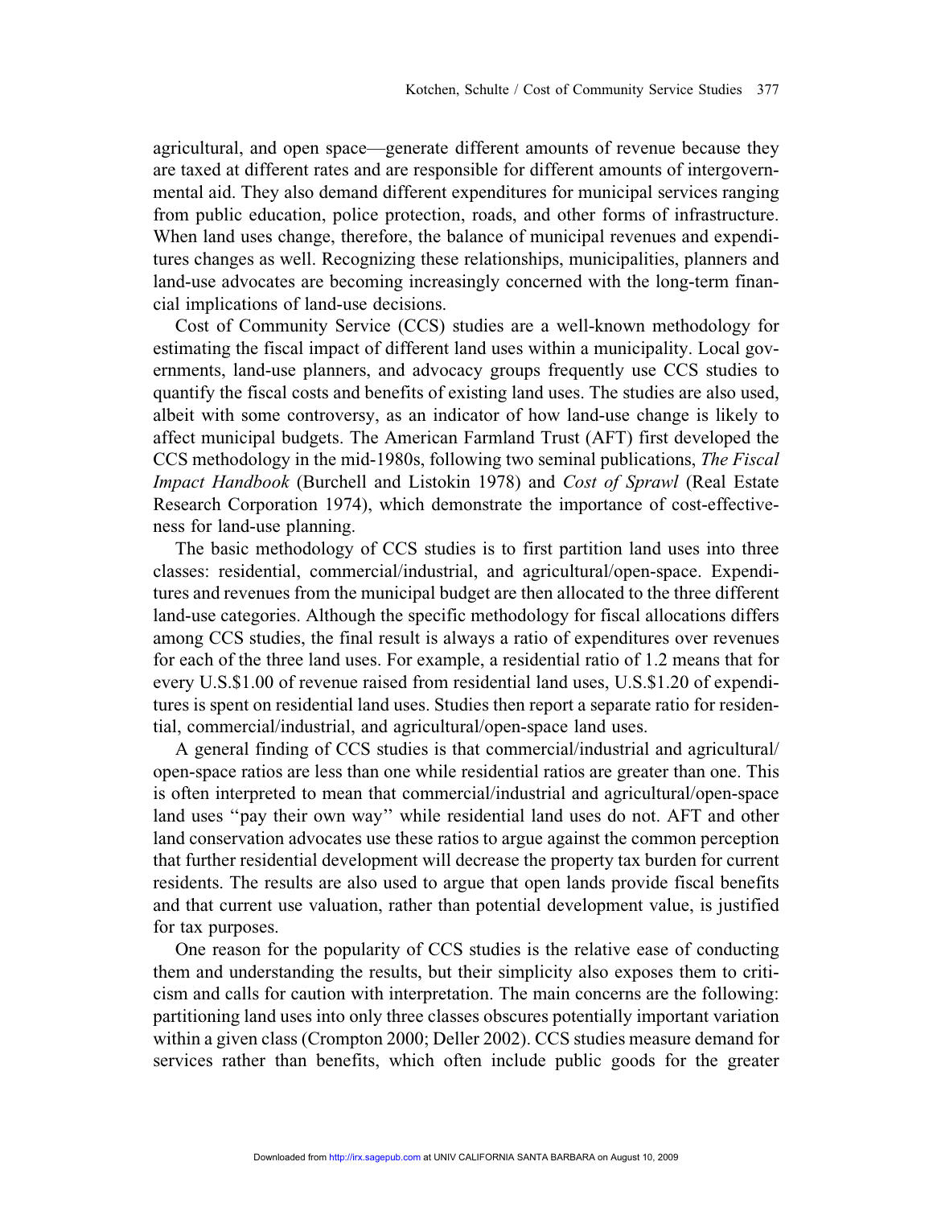agricultural, and open space—generate different amounts of revenue because they are taxed at different rates and are responsible for different amounts of intergovernmental aid. They also demand different expenditures for municipal services ranging from public education, police protection, roads, and other forms of infrastructure. When land uses change, therefore, the balance of municipal revenues and expenditures changes as well. Recognizing these relationships, municipalities, planners and land-use advocates are becoming increasingly concerned with the long-term financial implications of land-use decisions.

Cost of Community Service (CCS) studies are a well-known methodology for estimating the fiscal impact of different land uses within a municipality. Local governments, land-use planners, and advocacy groups frequently use CCS studies to quantify the fiscal costs and benefits of existing land uses. The studies are also used, albeit with some controversy, as an indicator of how land-use change is likely to affect municipal budgets. The American Farmland Trust (AFT) first developed the CCS methodology in the mid-1980s, following two seminal publications, *The Fiscal Impact Handbook* (Burchell and Listokin 1978) and *Cost of Sprawl* (Real Estate Research Corporation 1974), which demonstrate the importance of cost-effectiveness for land-use planning.

The basic methodology of CCS studies is to first partition land uses into three classes: residential, commercial/industrial, and agricultural/open-space. Expenditures and revenues from the municipal budget are then allocated to the three different land-use categories. Although the specific methodology for fiscal allocations differs among CCS studies, the final result is always a ratio of expenditures over revenues for each of the three land uses. For example, a residential ratio of 1.2 means that for every U.S.$1.00 of revenue raised from residential land uses, U.S.$1.20 of expenditures is spent on residential land uses. Studies then report a separate ratio for residential, commercial/industrial, and agricultural/open-space land uses.

A general finding of CCS studies is that commercial/industrial and agricultural/open-space ratios are less than one while residential ratios are greater than one. This is often interpreted to mean that commercial/industrial and agricultural/open-space land uses "pay their own way" while residential land uses do not. AFT and other land conservation advocates use these ratios to argue against the common perception that further residential development will decrease the property tax burden for current residents. The results are also used to argue that open lands provide fiscal benefits and that current use valuation, rather than potential development value, is justified for tax purposes.

One reason for the popularity of CCS studies is the relative ease of conducting them and understanding the results, but their simplicity also exposes them to criticism and calls for caution with interpretation. The main concerns are the following: partitioning land uses into only three classes obscures potentially important variation within a given class (Crompton 2000; Deller 2002). CCS studies measure demand for services rather than benefits, which often include public goods for the greater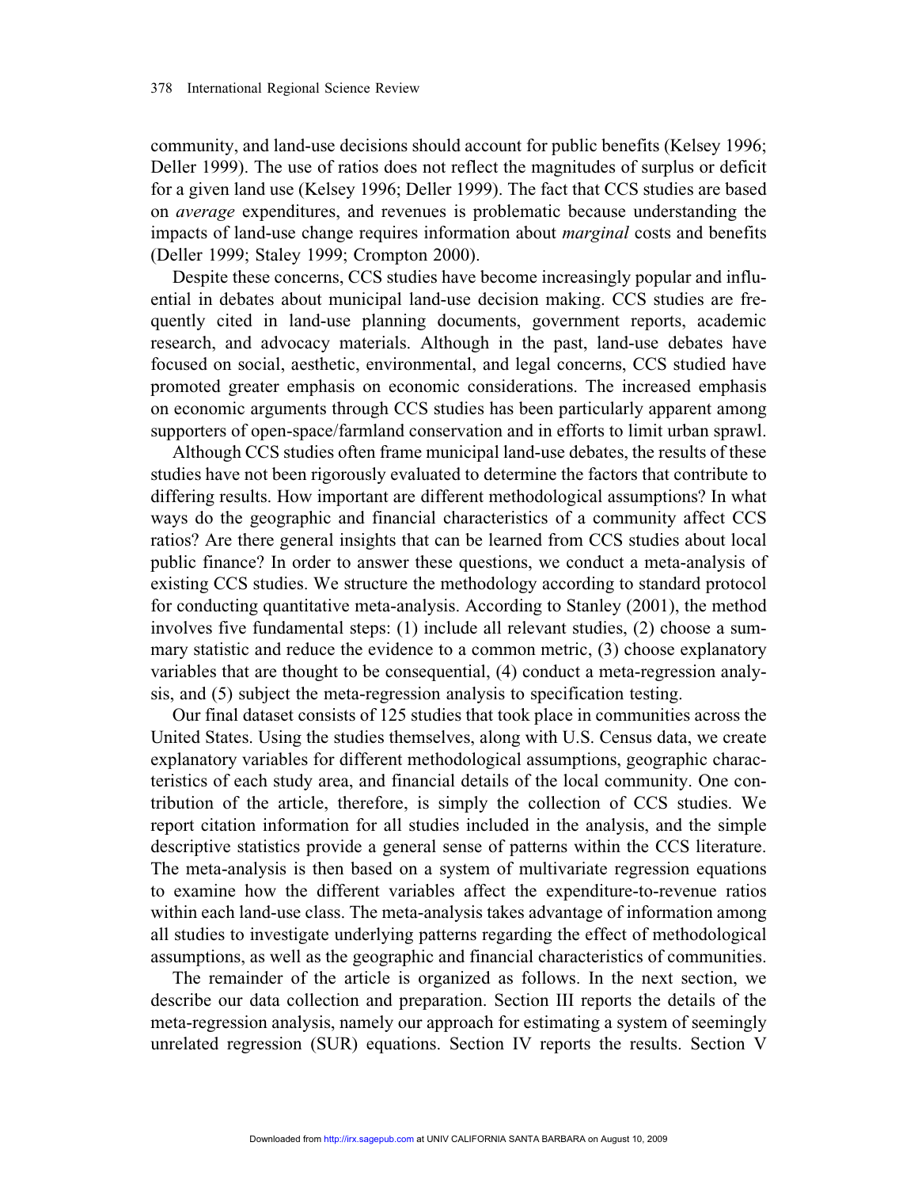community, and land-use decisions should account for public benefits (Kelsey 1996; Deller 1999). The use of ratios does not reflect the magnitudes of surplus or deficit for a given land use (Kelsey 1996; Deller 1999). The fact that CCS studies are based on *average* expenditures, and revenues is problematic because understanding the impacts of land-use change requires information about *marginal* costs and benefits (Deller 1999; Staley 1999; Crompton 2000).

Despite these concerns, CCS studies have become increasingly popular and influential in debates about municipal land-use decision making. CCS studies are frequently cited in land-use planning documents, government reports, academic research, and advocacy materials. Although in the past, land-use debates have focused on social, aesthetic, environmental, and legal concerns, CCS studied have promoted greater emphasis on economic considerations. The increased emphasis on economic arguments through CCS studies has been particularly apparent among supporters of open-space/farmland conservation and in efforts to limit urban sprawl.

Although CCS studies often frame municipal land-use debates, the results of these studies have not been rigorously evaluated to determine the factors that contribute to differing results. How important are different methodological assumptions? In what ways do the geographic and financial characteristics of a community affect CCS ratios? Are there general insights that can be learned from CCS studies about local public finance? In order to answer these questions, we conduct a meta-analysis of existing CCS studies. We structure the methodology according to standard protocol for conducting quantitative meta-analysis. According to Stanley (2001), the method involves five fundamental steps: (1) include all relevant studies, (2) choose a summary statistic and reduce the evidence to a common metric, (3) choose explanatory variables that are thought to be consequential, (4) conduct a meta-regression analysis, and (5) subject the meta-regression analysis to specification testing.

Our final dataset consists of 125 studies that took place in communities across the United States. Using the studies themselves, along with U.S. Census data, we create explanatory variables for different methodological assumptions, geographic characteristics of each study area, and financial details of the local community. One contribution of the article, therefore, is simply the collection of CCS studies. We report citation information for all studies included in the analysis, and the simple descriptive statistics provide a general sense of patterns within the CCS literature. The meta-analysis is then based on a system of multivariate regression equations to examine how the different variables affect the expenditure-to-revenue ratios within each land-use class. The meta-analysis takes advantage of information among all studies to investigate underlying patterns regarding the effect of methodological assumptions, as well as the geographic and financial characteristics of communities.

The remainder of the article is organized as follows. In the next section, we describe our data collection and preparation. Section III reports the details of the meta-regression analysis, namely our approach for estimating a system of seemingly unrelated regression (SUR) equations. Section IV reports the results. Section V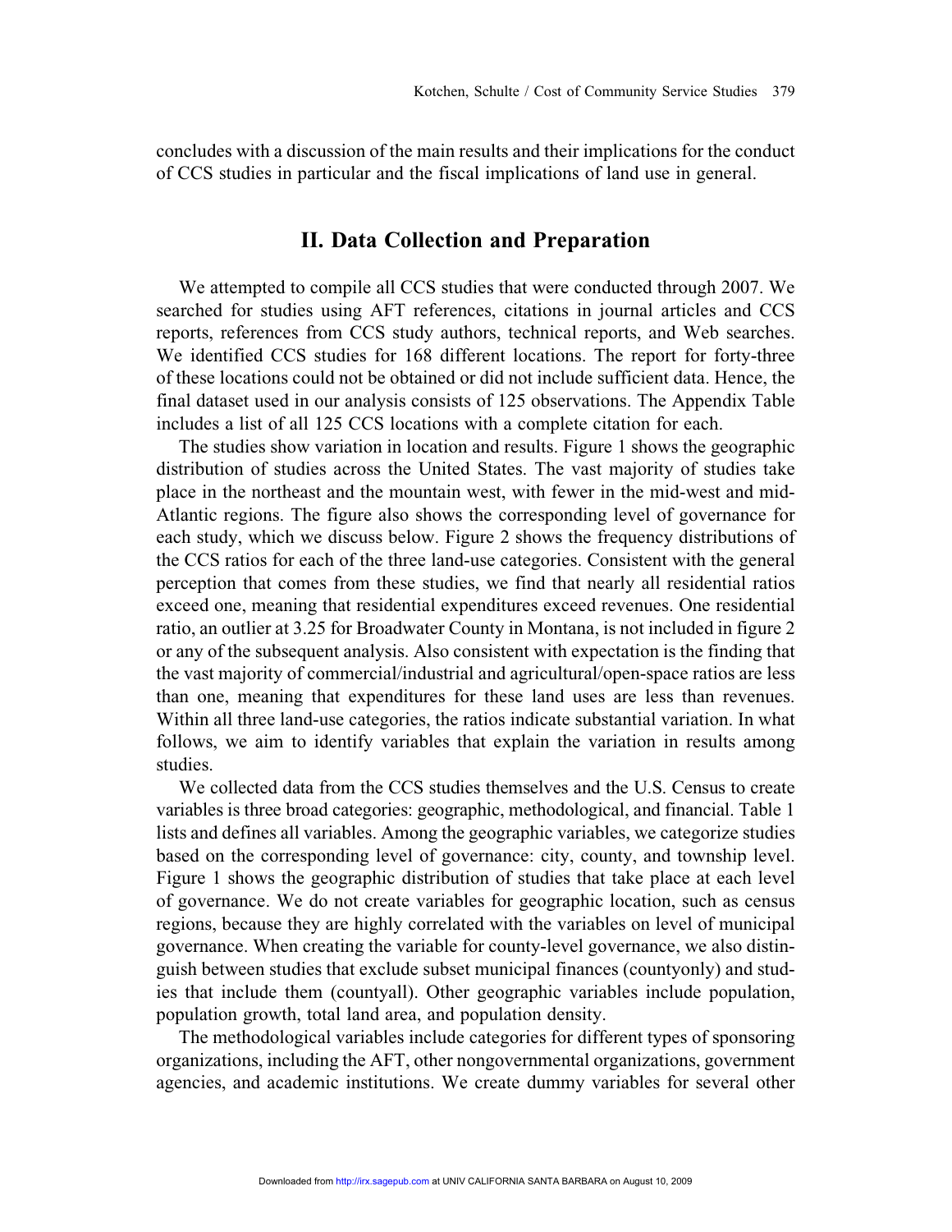concludes with a discussion of the main results and their implications for the conduct of CCS studies in particular and the fiscal implications of land use in general.

## II. Data Collection and Preparation

We attempted to compile all CCS studies that were conducted through 2007. We searched for studies using AFT references, citations in journal articles and CCS reports, references from CCS study authors, technical reports, and Web searches. We identified CCS studies for 168 different locations. The report for forty-three of these locations could not be obtained or did not include sufficient data. Hence, the final dataset used in our analysis consists of 125 observations. The Appendix Table includes a list of all 125 CCS locations with a complete citation for each.

The studies show variation in location and results. Figure 1 shows the geographic distribution of studies across the United States. The vast majority of studies take place in the northeast and the mountain west, with fewer in the mid-west and mid-Atlantic regions. The figure also shows the corresponding level of governance for each study, which we discuss below. Figure 2 shows the frequency distributions of the CCS ratios for each of the three land-use categories. Consistent with the general perception that comes from these studies, we find that nearly all residential ratios exceed one, meaning that residential expenditures exceed revenues. One residential ratio, an outlier at 3.25 for Broadwater County in Montana, is not included in figure 2 or any of the subsequent analysis. Also consistent with expectation is the finding that the vast majority of commercial/industrial and agricultural/open-space ratios are less than one, meaning that expenditures for these land uses are less than revenues. Within all three land-use categories, the ratios indicate substantial variation. In what follows, we aim to identify variables that explain the variation in results among studies.

We collected data from the CCS studies themselves and the U.S. Census to create variables is three broad categories: geographic, methodological, and financial. Table 1 lists and defines all variables. Among the geographic variables, we categorize studies based on the corresponding level of governance: city, county, and township level. Figure 1 shows the geographic distribution of studies that take place at each level of governance. We do not create variables for geographic location, such as census regions, because they are highly correlated with the variables on level of municipal governance. When creating the variable for county-level governance, we also distinguish between studies that exclude subset municipal finances (countyonly) and studies that include them (countyall). Other geographic variables include population, population growth, total land area, and population density.

The methodological variables include categories for different types of sponsoring organizations, including the AFT, other nongovernmental organizations, government agencies, and academic institutions. We create dummy variables for several other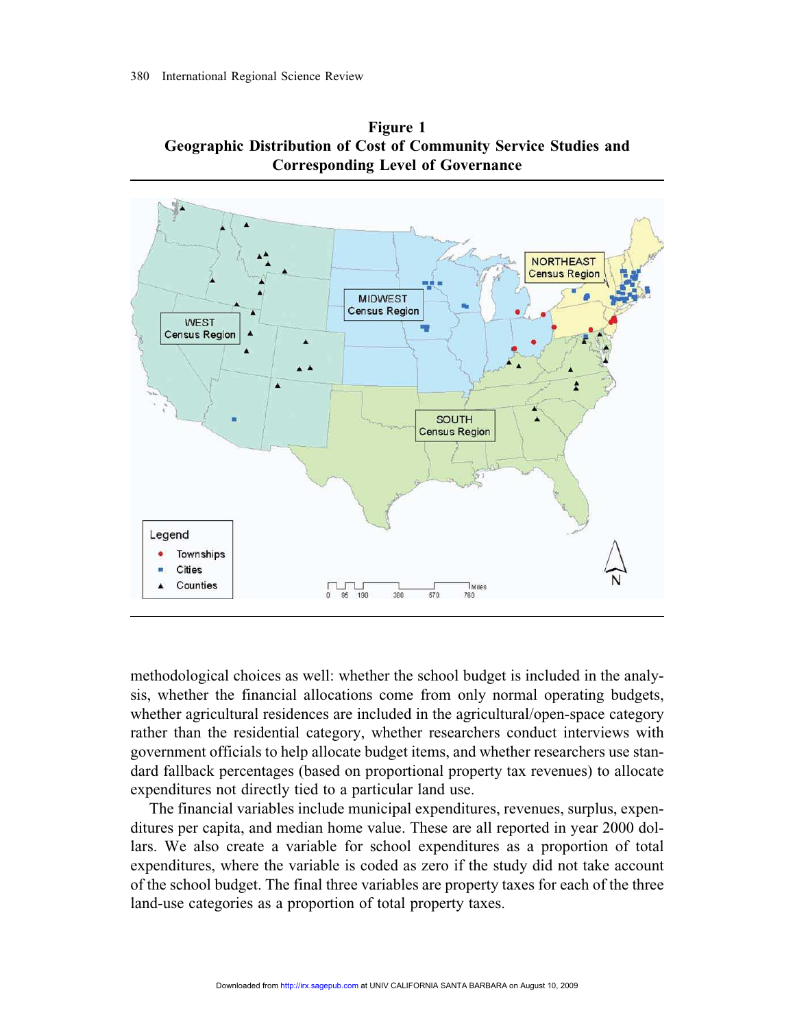**Figure 1**
**Geographic Distribution of Cost of Community Service Studies and Corresponding Level of Governance**

methodological choices as well: whether the school budget is included in the analysis, whether the financial allocations come from only normal operating budgets, whether agricultural residences are included in the agricultural/open-space category rather than the residential category, whether researchers conduct interviews with government officials to help allocate budget items, and whether researchers use standard fallback percentages (based on proportional property tax revenues) to allocate expenditures not directly tied to a particular land use.

The financial variables include municipal expenditures, revenues, surplus, expenditures per capita, and median home value. These are all reported in year 2000 dollars. We also create a variable for school expenditures as a proportion of total expenditures, where the variable is coded as zero if the study did not take account of the school budget. The final three variables are property taxes for each of the three land-use categories as a proportion of total property taxes.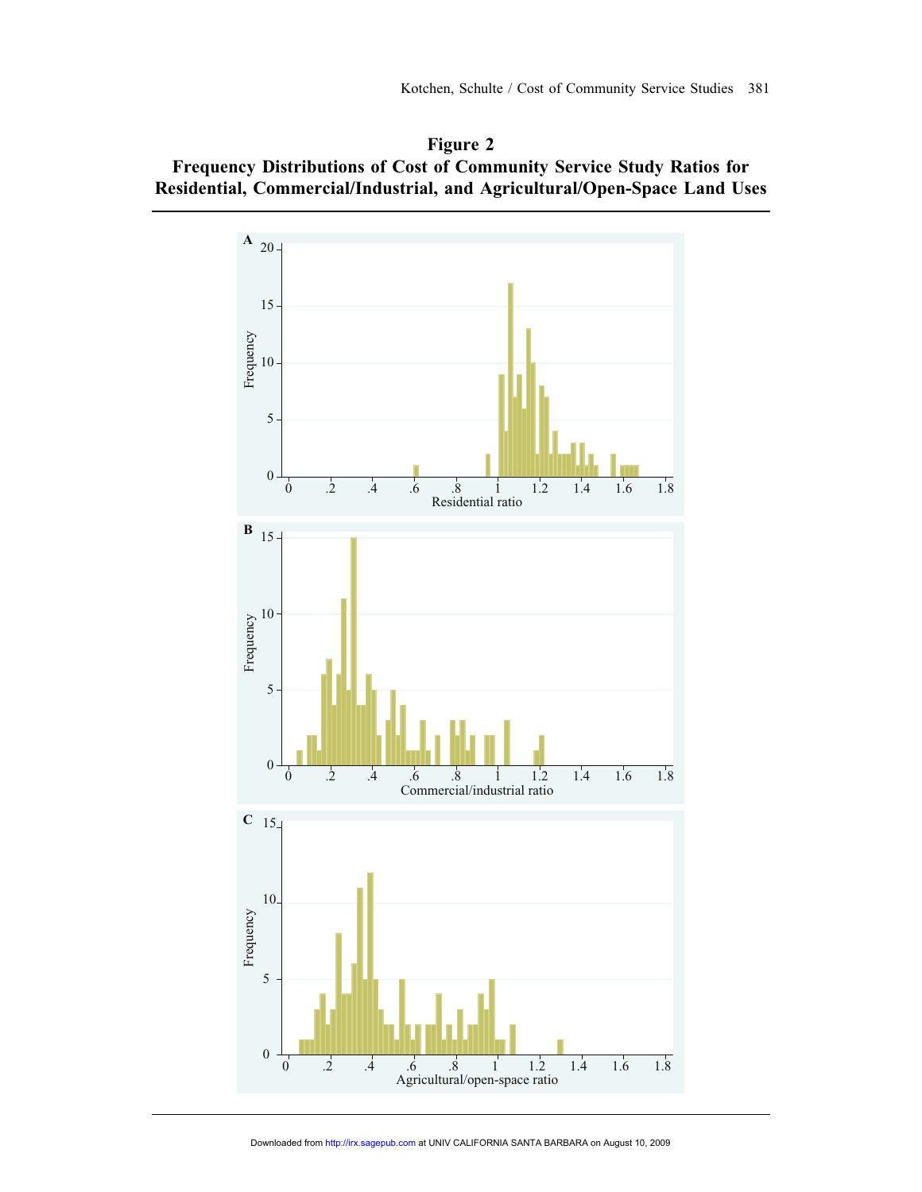**Figure 2**
**Frequency Distributions of Cost of Community Service Study Ratios for Residential, Commercial/Industrial, and Agricultural/Open-Space Land Uses**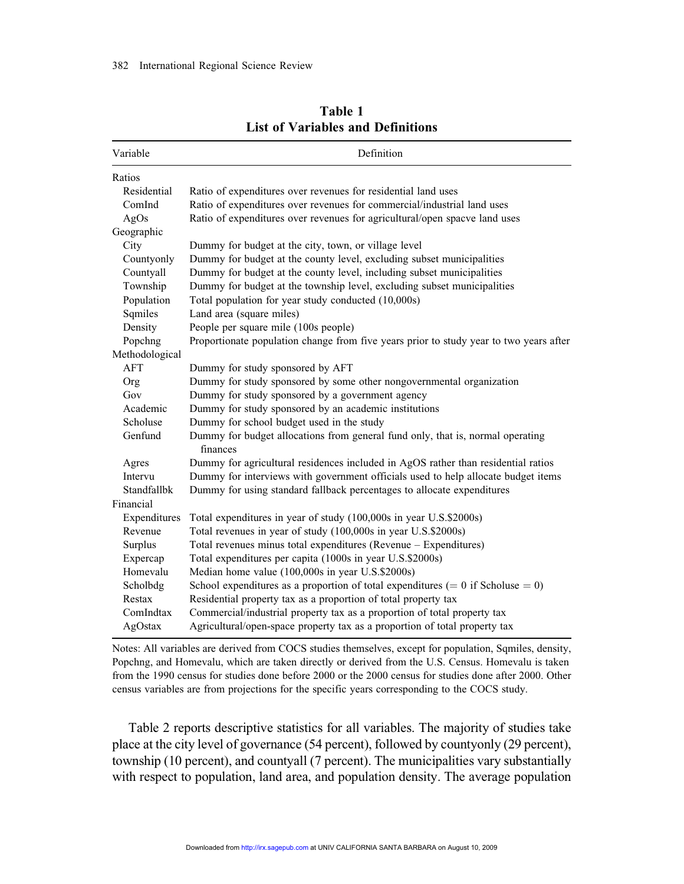**Table 1**
**List of Variables and Definitions**

| Variable | Definition |
|---|---|
| Ratios | |
| Residential | Ratio of expenditures over revenues for residential land uses |
| ComInd | Ratio of expenditures over revenues for commercial/industrial land uses |
| AgOs | Ratio of expenditures over revenues for agricultural/open spacve land uses |
| Geographic | |
| City | Dummy for budget at the city, town, or village level |
| Countyonly | Dummy for budget at the county level, excluding subset municipalities |
| Countyall | Dummy for budget at the county level, including subset municipalities |
| Township | Dummy for budget at the township level, excluding subset municipalities |
| Population | Total population for year study conducted (10,000s) |
| Sqmiles | Land area (square miles) |
| Density | People per square mile (100s people) |
| Popchng | Proportionate population change from five years prior to study year to two years after |
| Methodological | |
| AFT | Dummy for study sponsored by AFT |
| Org | Dummy for study sponsored by some other nongovernmental organization |
| Gov | Dummy for study sponsored by a government agency |
| Academic | Dummy for study sponsored by an academic institutions |
| Scholuse | Dummy for school budget used in the study |
| Genfund | Dummy for budget allocations from general fund only, that is, normal operating finances |
| Agres | Dummy for agricultural residences included in AgOS rather than residential ratios |
| Intervu | Dummy for interviews with government officials used to help allocate budget items |
| Standfallbk | Dummy for using standard fallback percentages to allocate expenditures |
| Financial | |
| Expenditures | Total expenditures in year of study (100,000s in year U.S.$2000s) |
| Revenue | Total revenues in year of study (100,000s in year U.S.$2000s) |
| Surplus | Total revenues minus total expenditures (Revenue – Expenditures) |
| Expercap | Total expenditures per capita (1000s in year U.S.$2000s) |
| Homevalu | Median home value (100,000s in year U.S.$2000s) |
| Scholbdg | School expenditures as a proportion of total expenditures (= 0 if Scholuse = 0) |
| Restax | Residential property tax as a proportion of total property tax |
| ComIndtax | Commercial/industrial property tax as a proportion of total property tax |
| AgOstax | Agricultural/open-space property tax as a proportion of total property tax |

Notes: All variables are derived from COCS studies themselves, except for population, Sqmiles, density, Popchng, and Homevalu, which are taken directly or derived from the U.S. Census. Homevalu is taken from the 1990 census for studies done before 2000 or the 2000 census for studies done after 2000. Other census variables are from projections for the specific years corresponding to the COCS study.

Table 2 reports descriptive statistics for all variables. The majority of studies take place at the city level of governance (54 percent), followed by countyonly (29 percent), township (10 percent), and countyall (7 percent). The municipalities vary substantially with respect to population, land area, and population density. The average population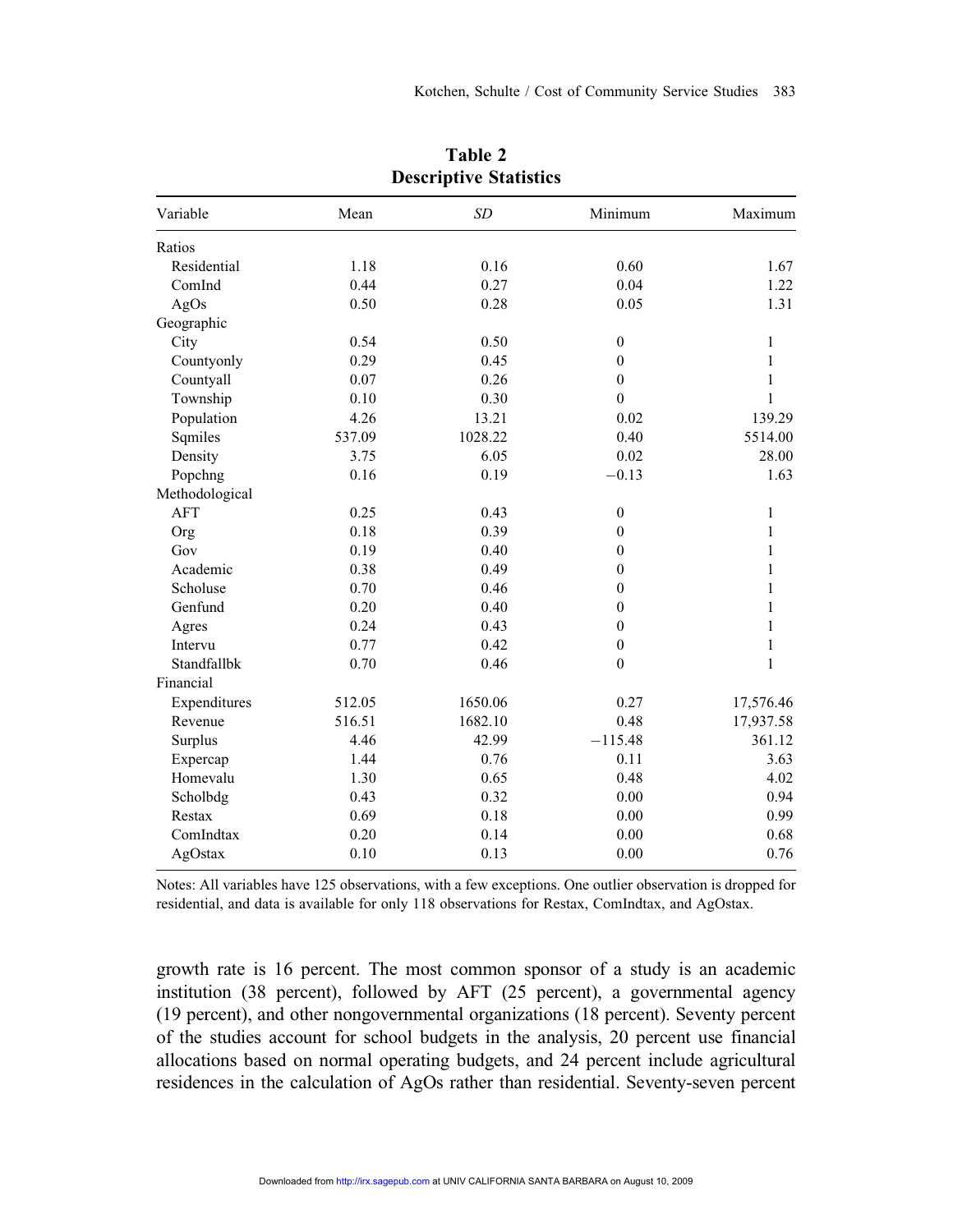**Table 2**
**Descriptive Statistics**

| Variable | Mean | *SD* | Minimum | Maximum |
|---|---|---|---|---|
| Ratios | | | | |
| Residential | 1.18 | 0.16 | 0.60 | 1.67 |
| ComInd | 0.44 | 0.27 | 0.04 | 1.22 |
| AgOs | 0.50 | 0.28 | 0.05 | 1.31 |
| Geographic | | | | |
| City | 0.54 | 0.50 | 0 | 1 |
| Countyonly | 0.29 | 0.45 | 0 | 1 |
| Countyall | 0.07 | 0.26 | 0 | 1 |
| Township | 0.10 | 0.30 | 0 | 1 |
| Population | 4.26 | 13.21 | 0.02 | 139.29 |
| Sqmiles | 537.09 | 1028.22 | 0.40 | 5514.00 |
| Density | 3.75 | 6.05 | 0.02 | 28.00 |
| Popchng | 0.16 | 0.19 | −0.13 | 1.63 |
| Methodological | | | | |
| AFT | 0.25 | 0.43 | 0 | 1 |
| Org | 0.18 | 0.39 | 0 | 1 |
| Gov | 0.19 | 0.40 | 0 | 1 |
| Academic | 0.38 | 0.49 | 0 | 1 |
| Scholuse | 0.70 | 0.46 | 0 | 1 |
| Genfund | 0.20 | 0.40 | 0 | 1 |
| Agres | 0.24 | 0.43 | 0 | 1 |
| Intervu | 0.77 | 0.42 | 0 | 1 |
| Standfallbk | 0.70 | 0.46 | 0 | 1 |
| Financial | | | | |
| Expenditures | 512.05 | 1650.06 | 0.27 | 17,576.46 |
| Revenue | 516.51 | 1682.10 | 0.48 | 17,937.58 |
| Surplus | 4.46 | 42.99 | −115.48 | 361.12 |
| Expercap | 1.44 | 0.76 | 0.11 | 3.63 |
| Homevalu | 1.30 | 0.65 | 0.48 | 4.02 |
| Scholbdg | 0.43 | 0.32 | 0.00 | 0.94 |
| Restax | 0.69 | 0.18 | 0.00 | 0.99 |
| ComIndtax | 0.20 | 0.14 | 0.00 | 0.68 |
| AgOstax | 0.10 | 0.13 | 0.00 | 0.76 |

Notes: All variables have 125 observations, with a few exceptions. One outlier observation is dropped for residential, and data is available for only 118 observations for Restax, ComIndtax, and AgOstax.

growth rate is 16 percent. The most common sponsor of a study is an academic institution (38 percent), followed by AFT (25 percent), a governmental agency (19 percent), and other nongovernmental organizations (18 percent). Seventy percent of the studies account for school budgets in the analysis, 20 percent use financial allocations based on normal operating budgets, and 24 percent include agricultural residences in the calculation of AgOs rather than residential. Seventy-seven percent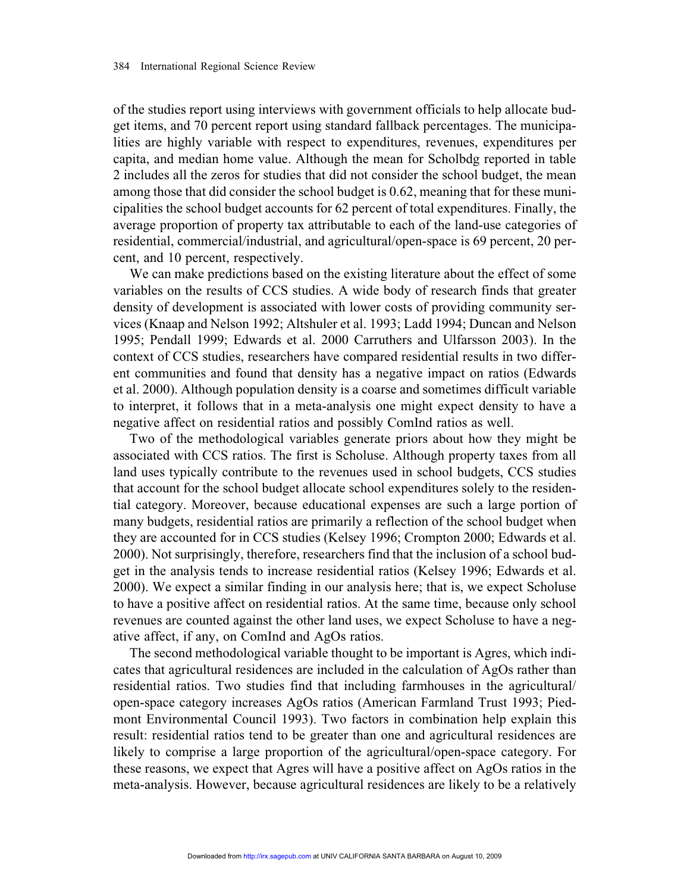of the studies report using interviews with government officials to help allocate budget items, and 70 percent report using standard fallback percentages. The municipalities are highly variable with respect to expenditures, revenues, expenditures per capita, and median home value. Although the mean for Scholbdg reported in table 2 includes all the zeros for studies that did not consider the school budget, the mean among those that did consider the school budget is 0.62, meaning that for these municipalities the school budget accounts for 62 percent of total expenditures. Finally, the average proportion of property tax attributable to each of the land-use categories of residential, commercial/industrial, and agricultural/open-space is 69 percent, 20 percent, and 10 percent, respectively.

We can make predictions based on the existing literature about the effect of some variables on the results of CCS studies. A wide body of research finds that greater density of development is associated with lower costs of providing community services (Knaap and Nelson 1992; Altshuler et al. 1993; Ladd 1994; Duncan and Nelson 1995; Pendall 1999; Edwards et al. 2000 Carruthers and Ulfarsson 2003). In the context of CCS studies, researchers have compared residential results in two different communities and found that density has a negative impact on ratios (Edwards et al. 2000). Although population density is a coarse and sometimes difficult variable to interpret, it follows that in a meta-analysis one might expect density to have a negative affect on residential ratios and possibly ComInd ratios as well.

Two of the methodological variables generate priors about how they might be associated with CCS ratios. The first is Scholuse. Although property taxes from all land uses typically contribute to the revenues used in school budgets, CCS studies that account for the school budget allocate school expenditures solely to the residential category. Moreover, because educational expenses are such a large portion of many budgets, residential ratios are primarily a reflection of the school budget when they are accounted for in CCS studies (Kelsey 1996; Crompton 2000; Edwards et al. 2000). Not surprisingly, therefore, researchers find that the inclusion of a school budget in the analysis tends to increase residential ratios (Kelsey 1996; Edwards et al. 2000). We expect a similar finding in our analysis here; that is, we expect Scholuse to have a positive affect on residential ratios. At the same time, because only school revenues are counted against the other land uses, we expect Scholuse to have a negative affect, if any, on ComInd and AgOs ratios.

The second methodological variable thought to be important is Agres, which indicates that agricultural residences are included in the calculation of AgOs rather than residential ratios. Two studies find that including farmhouses in the agricultural/open-space category increases AgOs ratios (American Farmland Trust 1993; Piedmont Environmental Council 1993). Two factors in combination help explain this result: residential ratios tend to be greater than one and agricultural residences are likely to comprise a large proportion of the agricultural/open-space category. For these reasons, we expect that Agres will have a positive affect on AgOs ratios in the meta-analysis. However, because agricultural residences are likely to be a relatively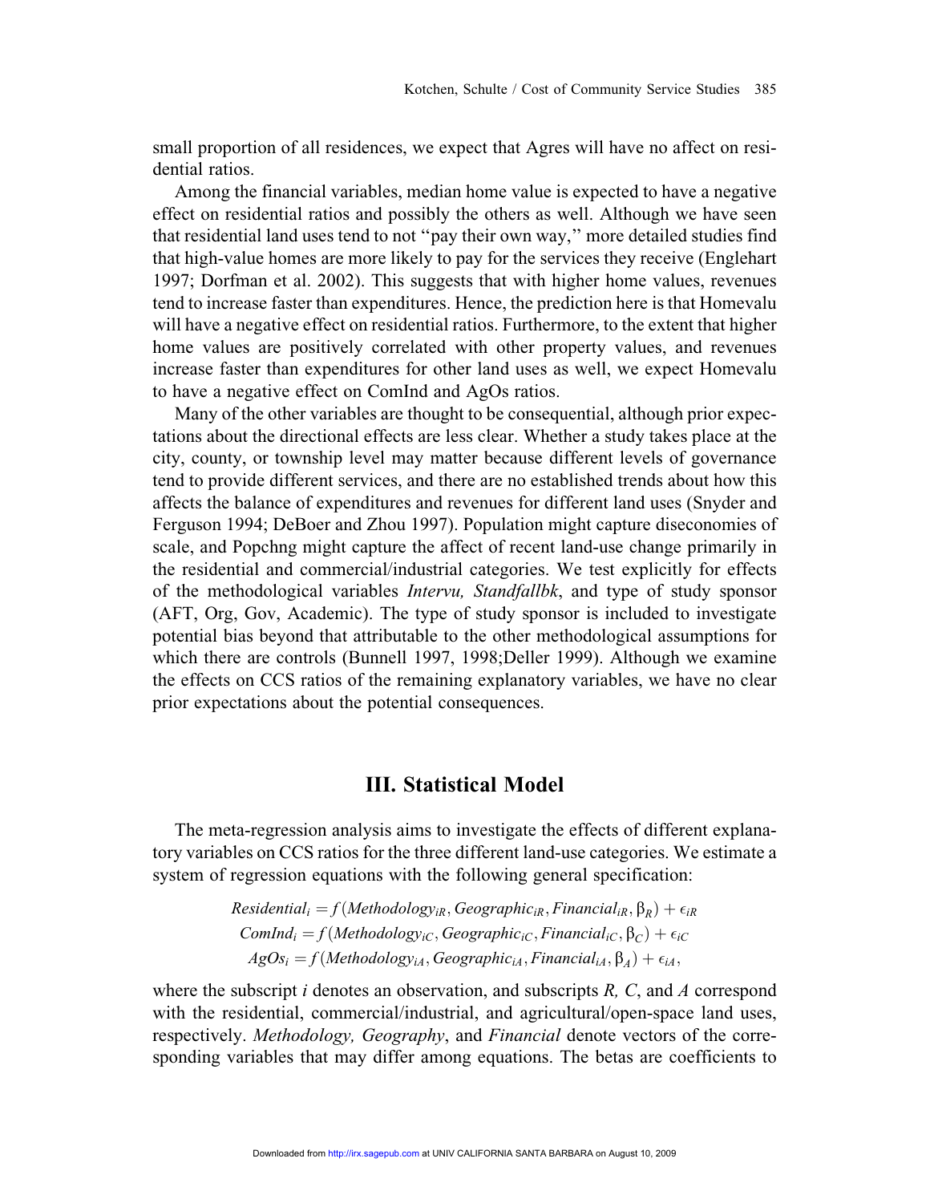small proportion of all residences, we expect that Agres will have no affect on residential ratios.

Among the financial variables, median home value is expected to have a negative effect on residential ratios and possibly the others as well. Although we have seen that residential land uses tend to not "pay their own way," more detailed studies find that high-value homes are more likely to pay for the services they receive (Englehart 1997; Dorfman et al. 2002). This suggests that with higher home values, revenues tend to increase faster than expenditures. Hence, the prediction here is that Homevalu will have a negative effect on residential ratios. Furthermore, to the extent that higher home values are positively correlated with other property values, and revenues increase faster than expenditures for other land uses as well, we expect Homevalu to have a negative effect on ComInd and AgOs ratios.

Many of the other variables are thought to be consequential, although prior expectations about the directional effects are less clear. Whether a study takes place at the city, county, or township level may matter because different levels of governance tend to provide different services, and there are no established trends about how this affects the balance of expenditures and revenues for different land uses (Snyder and Ferguson 1994; DeBoer and Zhou 1997). Population might capture diseconomies of scale, and Popchng might capture the affect of recent land-use change primarily in the residential and commercial/industrial categories. We test explicitly for effects of the methodological variables *Intervu, Standfallbk*, and type of study sponsor (AFT, Org, Gov, Academic). The type of study sponsor is included to investigate potential bias beyond that attributable to the other methodological assumptions for which there are controls (Bunnell 1997, 1998;Deller 1999). Although we examine the effects on CCS ratios of the remaining explanatory variables, we have no clear prior expectations about the potential consequences.

## III. Statistical Model

The meta-regression analysis aims to investigate the effects of different explanatory variables on CCS ratios for the three different land-use categories. We estimate a system of regression equations with the following general specification:

$$
\begin{aligned}
Residential_i &= f(Methodology_{iR}, Geographic_{iR}, Financial_{iR}, \beta_R) + \epsilon_{iR} \\
ComInd_i &= f(Methodology_{iC}, Geographic_{iC}, Financial_{iC}, \beta_C) + \epsilon_{iC} \\
AgOs_i &= f(Methodology_{iA}, Geographic_{iA}, Financial_{iA}, \beta_A) + \epsilon_{iA},
\end{aligned}
$$

where the subscript $i$ denotes an observation, and subscripts $R$, $C$, and $A$ correspond with the residential, commercial/industrial, and agricultural/open-space land uses, respectively. *Methodology, Geography*, and *Financial* denote vectors of the corresponding variables that may differ among equations. The betas are coefficients to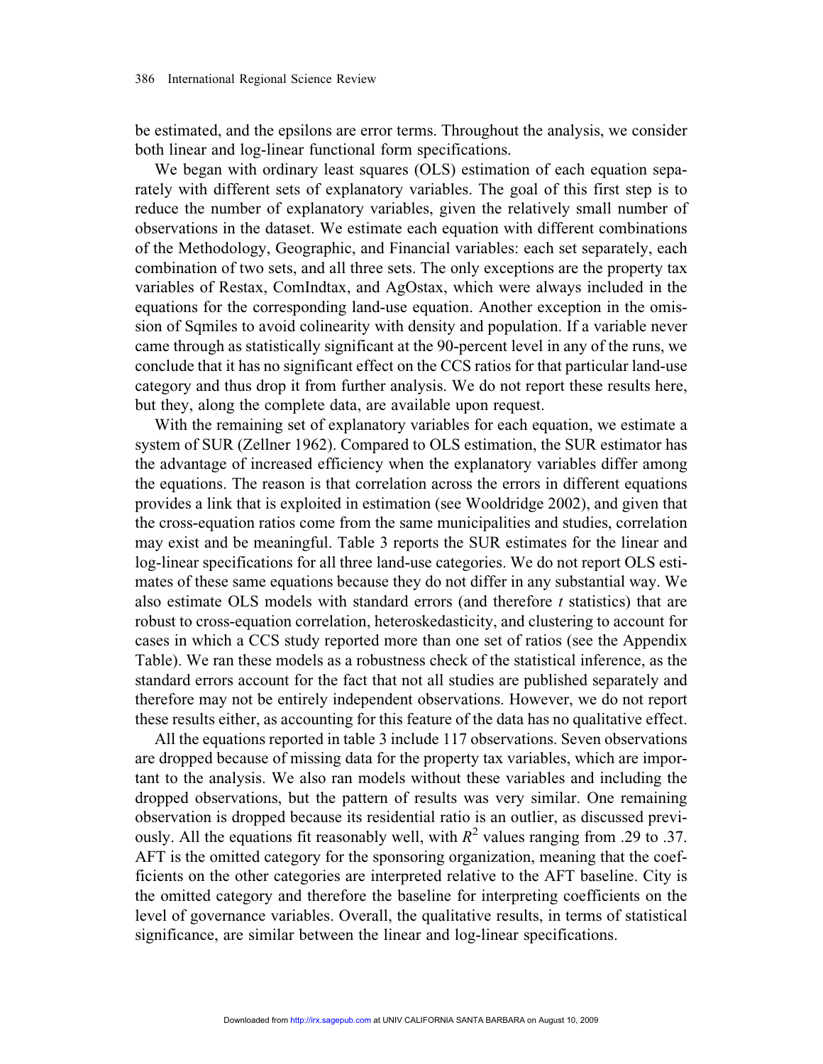be estimated, and the epsilons are error terms. Throughout the analysis, we consider both linear and log-linear functional form specifications.

We began with ordinary least squares (OLS) estimation of each equation separately with different sets of explanatory variables. The goal of this first step is to reduce the number of explanatory variables, given the relatively small number of observations in the dataset. We estimate each equation with different combinations of the Methodology, Geographic, and Financial variables: each set separately, each combination of two sets, and all three sets. The only exceptions are the property tax variables of Restax, ComIndtax, and AgOstax, which were always included in the equations for the corresponding land-use equation. Another exception in the omission of Sqmiles to avoid colinearity with density and population. If a variable never came through as statistically significant at the 90-percent level in any of the runs, we conclude that it has no significant effect on the CCS ratios for that particular land-use category and thus drop it from further analysis. We do not report these results here, but they, along the complete data, are available upon request.

With the remaining set of explanatory variables for each equation, we estimate a system of SUR (Zellner 1962). Compared to OLS estimation, the SUR estimator has the advantage of increased efficiency when the explanatory variables differ among the equations. The reason is that correlation across the errors in different equations provides a link that is exploited in estimation (see Wooldridge 2002), and given that the cross-equation ratios come from the same municipalities and studies, correlation may exist and be meaningful. Table 3 reports the SUR estimates for the linear and log-linear specifications for all three land-use categories. We do not report OLS estimates of these same equations because they do not differ in any substantial way. We also estimate OLS models with standard errors (and therefore *t* statistics) that are robust to cross-equation correlation, heteroskedasticity, and clustering to account for cases in which a CCS study reported more than one set of ratios (see the Appendix Table). We ran these models as a robustness check of the statistical inference, as the standard errors account for the fact that not all studies are published separately and therefore may not be entirely independent observations. However, we do not report these results either, as accounting for this feature of the data has no qualitative effect.

All the equations reported in table 3 include 117 observations. Seven observations are dropped because of missing data for the property tax variables, which are important to the analysis. We also ran models without these variables and including the dropped observations, but the pattern of results was very similar. One remaining observation is dropped because its residential ratio is an outlier, as discussed previously. All the equations fit reasonably well, with $R^2$ values ranging from .29 to .37. AFT is the omitted category for the sponsoring organization, meaning that the coefficients on the other categories are interpreted relative to the AFT baseline. City is the omitted category and therefore the baseline for interpreting coefficients on the level of governance variables. Overall, the qualitative results, in terms of statistical significance, are similar between the linear and log-linear specifications.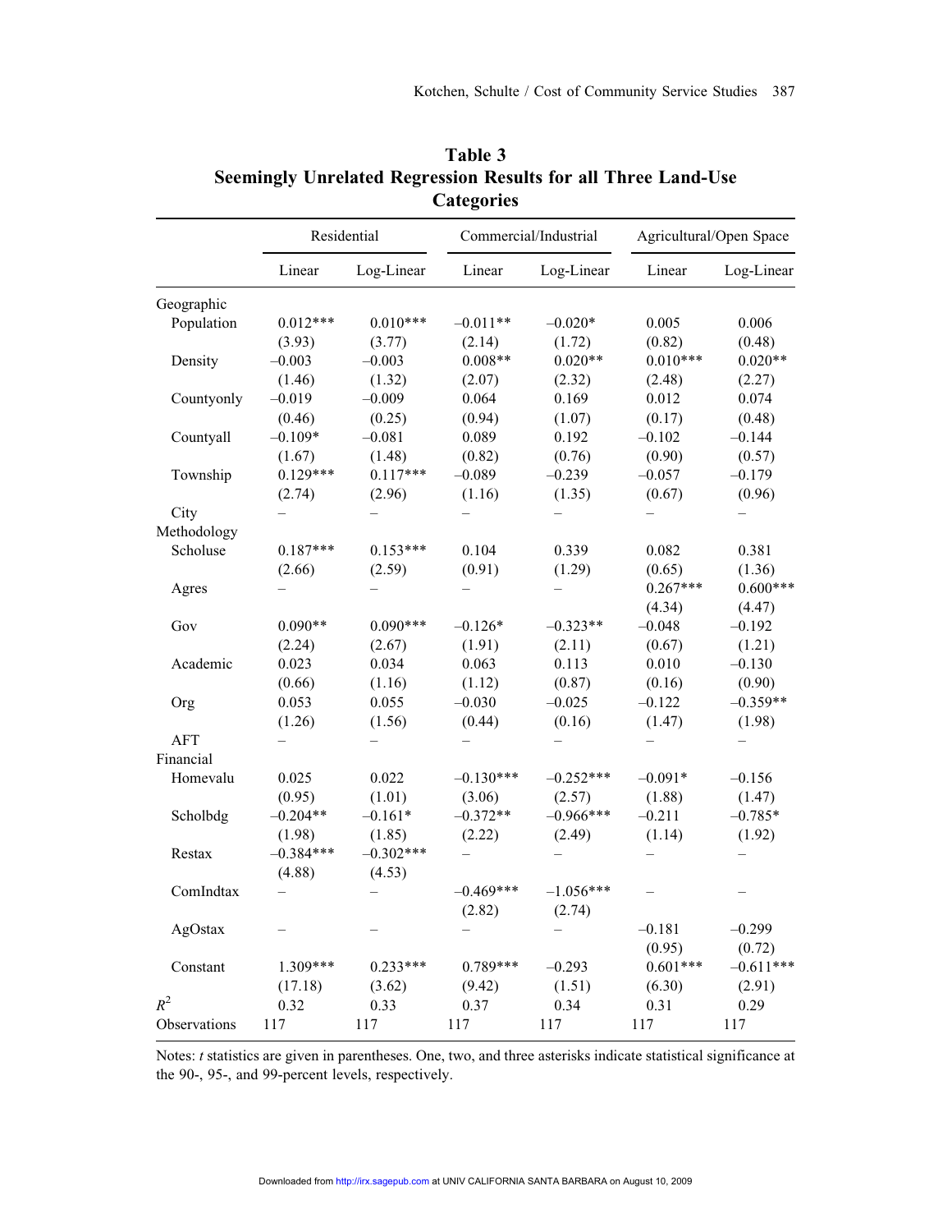## Table 3
## Seemingly Unrelated Regression Results for all Three Land-Use Categories

| | Residential | | Commercial/Industrial | | Agricultural/Open Space | |
|---|---|---|---|---|---|---|
| | Linear | Log-Linear | Linear | Log-Linear | Linear | Log-Linear |
| Geographic | | | | | | |
| Population | 0.012*** | 0.010*** | –0.011** | –0.020* | 0.005 | 0.006 |
| | (3.93) | (3.77) | (2.14) | (1.72) | (0.82) | (0.48) |
| Density | –0.003 | –0.003 | 0.008** | 0.020** | 0.010*** | 0.020** |
| | (1.46) | (1.32) | (2.07) | (2.32) | (2.48) | (2.27) |
| Countyonly | –0.019 | –0.009 | 0.064 | 0.169 | 0.012 | 0.074 |
| | (0.46) | (0.25) | (0.94) | (1.07) | (0.17) | (0.48) |
| Countyall | –0.109* | –0.081 | 0.089 | 0.192 | –0.102 | –0.144 |
| | (1.67) | (1.48) | (0.82) | (0.76) | (0.90) | (0.57) |
| Township | 0.129*** | 0.117*** | –0.089 | –0.239 | –0.057 | –0.179 |
| | (2.74) | (2.96) | (1.16) | (1.35) | (0.67) | (0.96) |
| City | – | – | – | – | – | – |
| Methodology | | | | | | |
| Scholuse | 0.187*** | 0.153*** | 0.104 | 0.339 | 0.082 | 0.381 |
| | (2.66) | (2.59) | (0.91) | (1.29) | (0.65) | (1.36) |
| Agres | – | – | – | – | 0.267*** | 0.600*** |
| | | | | | (4.34) | (4.47) |
| Gov | 0.090** | 0.090*** | –0.126* | –0.323** | –0.048 | –0.192 |
| | (2.24) | (2.67) | (1.91) | (2.11) | (0.67) | (1.21) |
| Academic | 0.023 | 0.034 | 0.063 | 0.113 | 0.010 | –0.130 |
| | (0.66) | (1.16) | (1.12) | (0.87) | (0.16) | (0.90) |
| Org | 0.053 | 0.055 | –0.030 | –0.025 | –0.122 | –0.359** |
| | (1.26) | (1.56) | (0.44) | (0.16) | (1.47) | (1.98) |
| AFT | – | – | – | – | – | – |
| Financial | | | | | | |
| Homevalu | 0.025 | 0.022 | –0.130*** | –0.252*** | –0.091* | –0.156 |
| | (0.95) | (1.01) | (3.06) | (2.57) | (1.88) | (1.47) |
| Scholbdg | –0.204** | –0.161* | –0.372** | –0.966*** | –0.211 | –0.785* |
| | (1.98) | (1.85) | (2.22) | (2.49) | (1.14) | (1.92) |
| Restax | –0.384*** | –0.302*** | – | – | – | – |
| | (4.88) | (4.53) | | | | |
| ComIndtax | – | – | –0.469*** | –1.056*** | – | – |
| | | | (2.82) | (2.74) | | |
| AgOstax | – | – | – | – | –0.181 | –0.299 |
| | | | | | (0.95) | (0.72) |
| Constant | 1.309*** | 0.233*** | 0.789*** | –0.293 | 0.601*** | –0.611*** |
| | (17.18) | (3.62) | (9.42) | (1.51) | (6.30) | (2.91) |
| $R^2$ | 0.32 | 0.33 | 0.37 | 0.34 | 0.31 | 0.29 |
| Observations | 117 | 117 | 117 | 117 | 117 | 117 |

Notes: *t* statistics are given in parentheses. One, two, and three asterisks indicate statistical significance at the 90-, 95-, and 99-percent levels, respectively.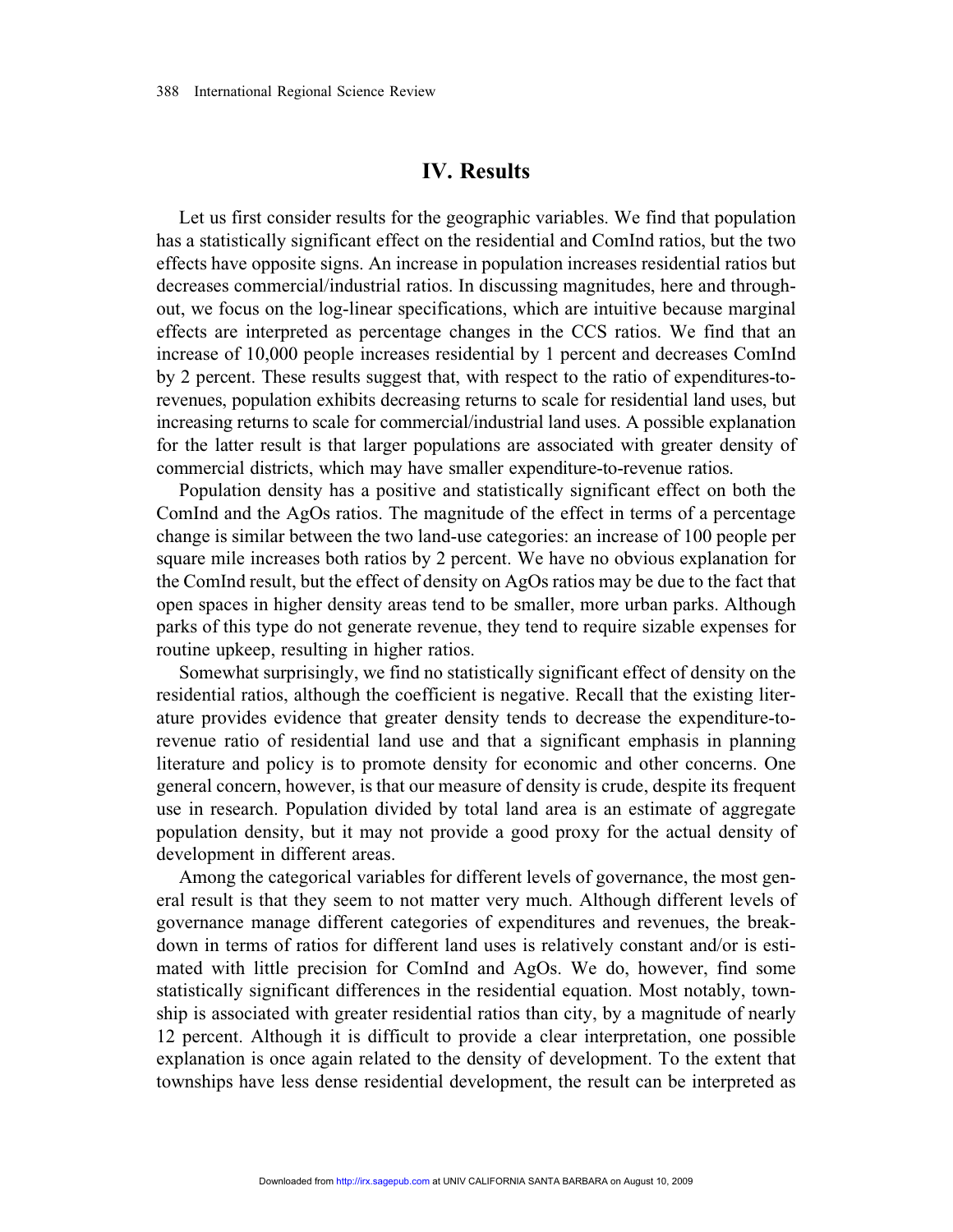## IV. Results

Let us first consider results for the geographic variables. We find that population has a statistically significant effect on the residential and ComInd ratios, but the two effects have opposite signs. An increase in population increases residential ratios but decreases commercial/industrial ratios. In discussing magnitudes, here and throughout, we focus on the log-linear specifications, which are intuitive because marginal effects are interpreted as percentage changes in the CCS ratios. We find that an increase of 10,000 people increases residential by 1 percent and decreases ComInd by 2 percent. These results suggest that, with respect to the ratio of expenditures-to-revenues, population exhibits decreasing returns to scale for residential land uses, but increasing returns to scale for commercial/industrial land uses. A possible explanation for the latter result is that larger populations are associated with greater density of commercial districts, which may have smaller expenditure-to-revenue ratios.

Population density has a positive and statistically significant effect on both the ComInd and the AgOs ratios. The magnitude of the effect in terms of a percentage change is similar between the two land-use categories: an increase of 100 people per square mile increases both ratios by 2 percent. We have no obvious explanation for the ComInd result, but the effect of density on AgOs ratios may be due to the fact that open spaces in higher density areas tend to be smaller, more urban parks. Although parks of this type do not generate revenue, they tend to require sizable expenses for routine upkeep, resulting in higher ratios.

Somewhat surprisingly, we find no statistically significant effect of density on the residential ratios, although the coefficient is negative. Recall that the existing literature provides evidence that greater density tends to decrease the expenditure-to-revenue ratio of residential land use and that a significant emphasis in planning literature and policy is to promote density for economic and other concerns. One general concern, however, is that our measure of density is crude, despite its frequent use in research. Population divided by total land area is an estimate of aggregate population density, but it may not provide a good proxy for the actual density of development in different areas.

Among the categorical variables for different levels of governance, the most general result is that they seem to not matter very much. Although different levels of governance manage different categories of expenditures and revenues, the breakdown in terms of ratios for different land uses is relatively constant and/or is estimated with little precision for ComInd and AgOs. We do, however, find some statistically significant differences in the residential equation. Most notably, township is associated with greater residential ratios than city, by a magnitude of nearly 12 percent. Although it is difficult to provide a clear interpretation, one possible explanation is once again related to the density of development. To the extent that townships have less dense residential development, the result can be interpreted as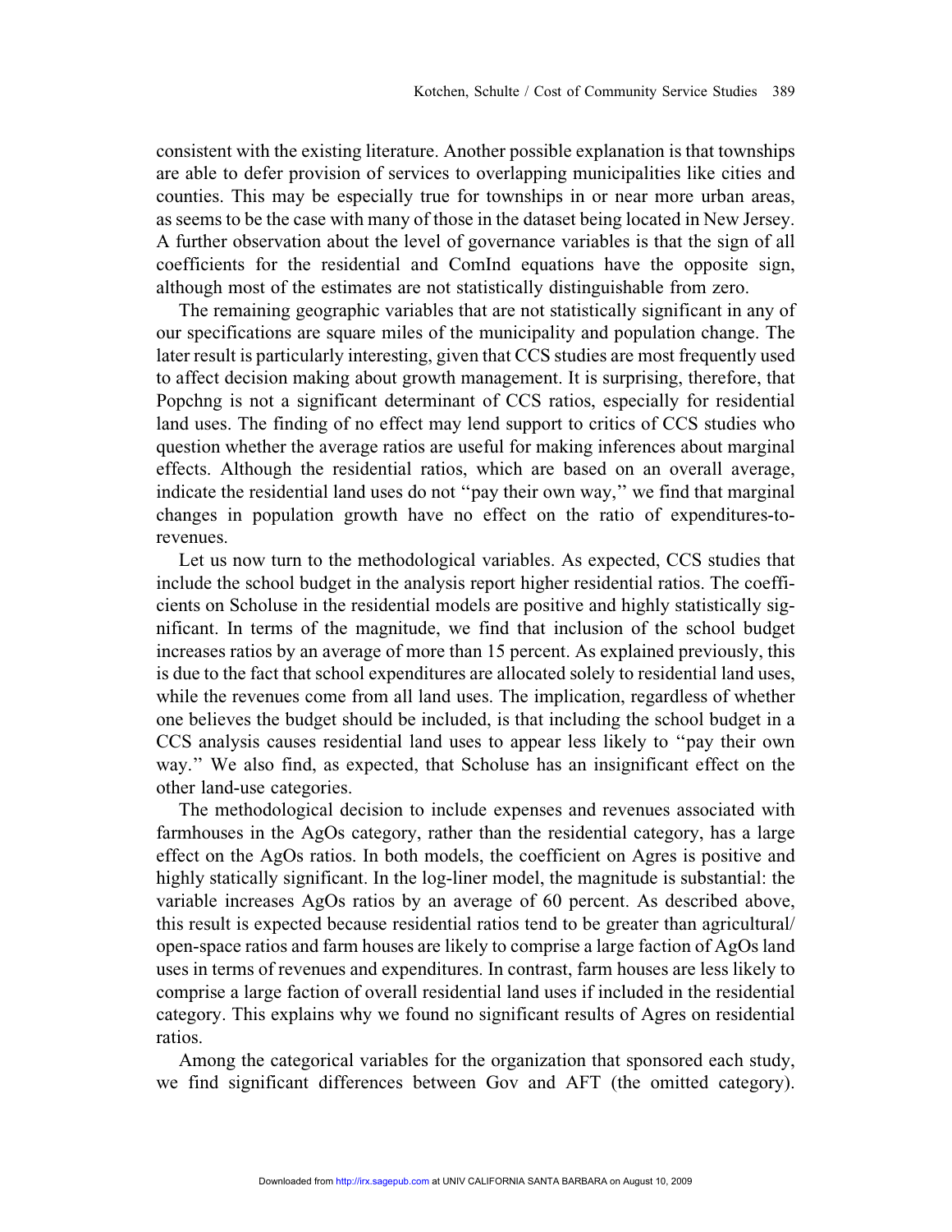consistent with the existing literature. Another possible explanation is that townships are able to defer provision of services to overlapping municipalities like cities and counties. This may be especially true for townships in or near more urban areas, as seems to be the case with many of those in the dataset being located in New Jersey. A further observation about the level of governance variables is that the sign of all coefficients for the residential and ComInd equations have the opposite sign, although most of the estimates are not statistically distinguishable from zero.

The remaining geographic variables that are not statistically significant in any of our specifications are square miles of the municipality and population change. The later result is particularly interesting, given that CCS studies are most frequently used to affect decision making about growth management. It is surprising, therefore, that Popchng is not a significant determinant of CCS ratios, especially for residential land uses. The finding of no effect may lend support to critics of CCS studies who question whether the average ratios are useful for making inferences about marginal effects. Although the residential ratios, which are based on an overall average, indicate the residential land uses do not ''pay their own way,'' we find that marginal changes in population growth have no effect on the ratio of expenditures-to-revenues.

Let us now turn to the methodological variables. As expected, CCS studies that include the school budget in the analysis report higher residential ratios. The coefficients on Scholuse in the residential models are positive and highly statistically significant. In terms of the magnitude, we find that inclusion of the school budget increases ratios by an average of more than 15 percent. As explained previously, this is due to the fact that school expenditures are allocated solely to residential land uses, while the revenues come from all land uses. The implication, regardless of whether one believes the budget should be included, is that including the school budget in a CCS analysis causes residential land uses to appear less likely to ''pay their own way.'' We also find, as expected, that Scholuse has an insignificant effect on the other land-use categories.

The methodological decision to include expenses and revenues associated with farmhouses in the AgOs category, rather than the residential category, has a large effect on the AgOs ratios. In both models, the coefficient on Agres is positive and highly statically significant. In the log-liner model, the magnitude is substantial: the variable increases AgOs ratios by an average of 60 percent. As described above, this result is expected because residential ratios tend to be greater than agricultural/open-space ratios and farm houses are likely to comprise a large faction of AgOs land uses in terms of revenues and expenditures. In contrast, farm houses are less likely to comprise a large faction of overall residential land uses if included in the residential category. This explains why we found no significant results of Agres on residential ratios.

Among the categorical variables for the organization that sponsored each study, we find significant differences between Gov and AFT (the omitted category).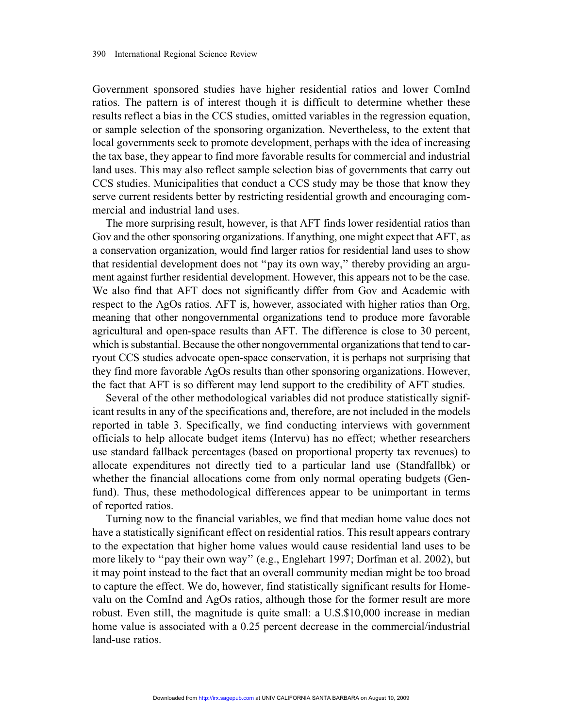Government sponsored studies have higher residential ratios and lower ComInd ratios. The pattern is of interest though it is difficult to determine whether these results reflect a bias in the CCS studies, omitted variables in the regression equation, or sample selection of the sponsoring organization. Nevertheless, to the extent that local governments seek to promote development, perhaps with the idea of increasing the tax base, they appear to find more favorable results for commercial and industrial land uses. This may also reflect sample selection bias of governments that carry out CCS studies. Municipalities that conduct a CCS study may be those that know they serve current residents better by restricting residential growth and encouraging commercial and industrial land uses.

The more surprising result, however, is that AFT finds lower residential ratios than Gov and the other sponsoring organizations. If anything, one might expect that AFT, as a conservation organization, would find larger ratios for residential land uses to show that residential development does not "pay its own way," thereby providing an argument against further residential development. However, this appears not to be the case. We also find that AFT does not significantly differ from Gov and Academic with respect to the AgOs ratios. AFT is, however, associated with higher ratios than Org, meaning that other nongovernmental organizations tend to produce more favorable agricultural and open-space results than AFT. The difference is close to 30 percent, which is substantial. Because the other nongovernmental organizations that tend to carryout CCS studies advocate open-space conservation, it is perhaps not surprising that they find more favorable AgOs results than other sponsoring organizations. However, the fact that AFT is so different may lend support to the credibility of AFT studies.

Several of the other methodological variables did not produce statistically significant results in any of the specifications and, therefore, are not included in the models reported in table 3. Specifically, we find conducting interviews with government officials to help allocate budget items (Intervu) has no effect; whether researchers use standard fallback percentages (based on proportional property tax revenues) to allocate expenditures not directly tied to a particular land use (Standfallbk) or whether the financial allocations come from only normal operating budgets (Genfund). Thus, these methodological differences appear to be unimportant in terms of reported ratios.

Turning now to the financial variables, we find that median home value does not have a statistically significant effect on residential ratios. This result appears contrary to the expectation that higher home values would cause residential land uses to be more likely to "pay their own way" (e.g., Englehart 1997; Dorfman et al. 2002), but it may point instead to the fact that an overall community median might be too broad to capture the effect. We do, however, find statistically significant results for Homevalu on the ComInd and AgOs ratios, although those for the former result are more robust. Even still, the magnitude is quite small: a U.S.$10,000 increase in median home value is associated with a 0.25 percent decrease in the commercial/industrial land-use ratios.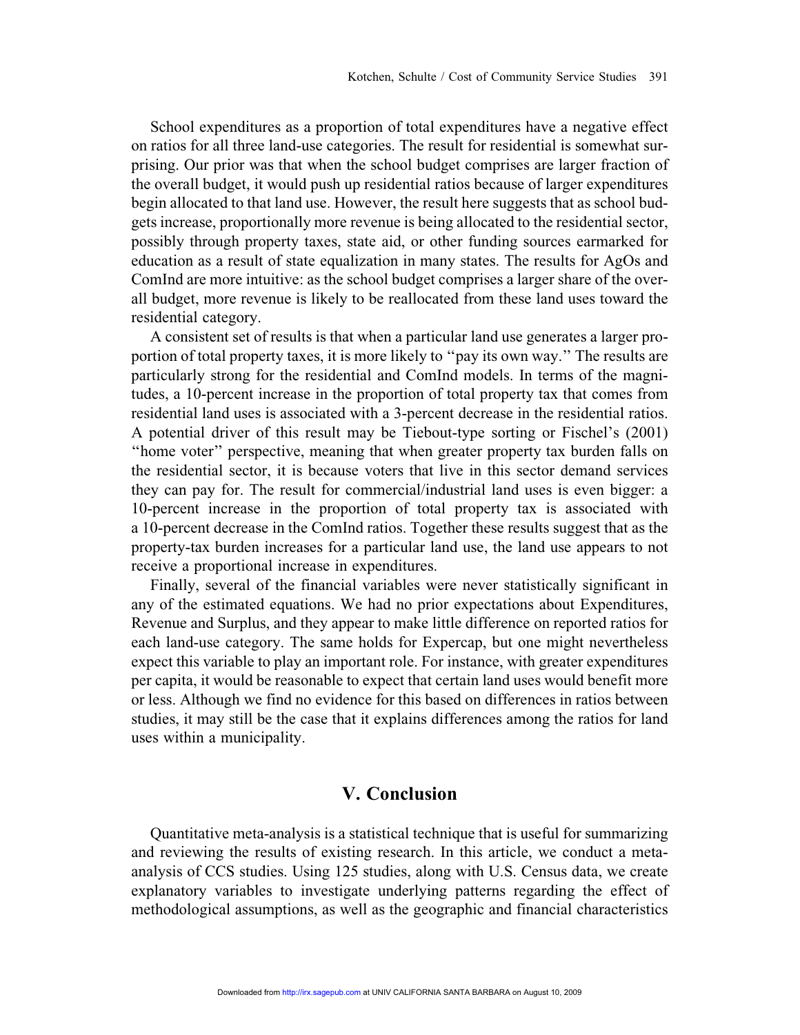School expenditures as a proportion of total expenditures have a negative effect on ratios for all three land-use categories. The result for residential is somewhat surprising. Our prior was that when the school budget comprises are larger fraction of the overall budget, it would push up residential ratios because of larger expenditures begin allocated to that land use. However, the result here suggests that as school budgets increase, proportionally more revenue is being allocated to the residential sector, possibly through property taxes, state aid, or other funding sources earmarked for education as a result of state equalization in many states. The results for AgOs and ComInd are more intuitive: as the school budget comprises a larger share of the overall budget, more revenue is likely to be reallocated from these land uses toward the residential category.

A consistent set of results is that when a particular land use generates a larger proportion of total property taxes, it is more likely to ''pay its own way.'' The results are particularly strong for the residential and ComInd models. In terms of the magnitudes, a 10-percent increase in the proportion of total property tax that comes from residential land uses is associated with a 3-percent decrease in the residential ratios. A potential driver of this result may be Tiebout-type sorting or Fischel's (2001) ''home voter'' perspective, meaning that when greater property tax burden falls on the residential sector, it is because voters that live in this sector demand services they can pay for. The result for commercial/industrial land uses is even bigger: a 10-percent increase in the proportion of total property tax is associated with a 10-percent decrease in the ComInd ratios. Together these results suggest that as the property-tax burden increases for a particular land use, the land use appears to not receive a proportional increase in expenditures.

Finally, several of the financial variables were never statistically significant in any of the estimated equations. We had no prior expectations about Expenditures, Revenue and Surplus, and they appear to make little difference on reported ratios for each land-use category. The same holds for Expercap, but one might nevertheless expect this variable to play an important role. For instance, with greater expenditures per capita, it would be reasonable to expect that certain land uses would benefit more or less. Although we find no evidence for this based on differences in ratios between studies, it may still be the case that it explains differences among the ratios for land uses within a municipality.

## V. Conclusion

Quantitative meta-analysis is a statistical technique that is useful for summarizing and reviewing the results of existing research. In this article, we conduct a meta-analysis of CCS studies. Using 125 studies, along with U.S. Census data, we create explanatory variables to investigate underlying patterns regarding the effect of methodological assumptions, as well as the geographic and financial characteristics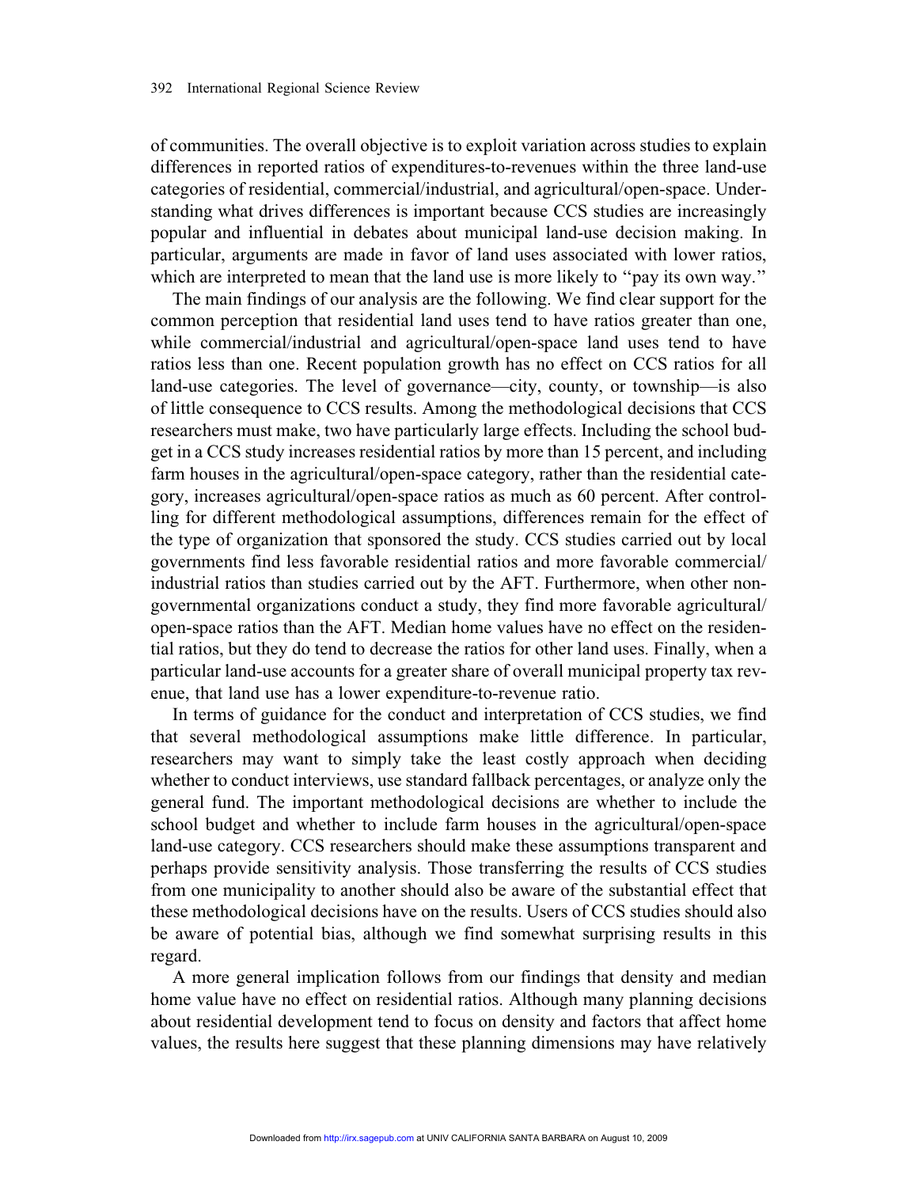of communities. The overall objective is to exploit variation across studies to explain differences in reported ratios of expenditures-to-revenues within the three land-use categories of residential, commercial/industrial, and agricultural/open-space. Understanding what drives differences is important because CCS studies are increasingly popular and influential in debates about municipal land-use decision making. In particular, arguments are made in favor of land uses associated with lower ratios, which are interpreted to mean that the land use is more likely to "pay its own way."

The main findings of our analysis are the following. We find clear support for the common perception that residential land uses tend to have ratios greater than one, while commercial/industrial and agricultural/open-space land uses tend to have ratios less than one. Recent population growth has no effect on CCS ratios for all land-use categories. The level of governance—city, county, or township—is also of little consequence to CCS results. Among the methodological decisions that CCS researchers must make, two have particularly large effects. Including the school budget in a CCS study increases residential ratios by more than 15 percent, and including farm houses in the agricultural/open-space category, rather than the residential category, increases agricultural/open-space ratios as much as 60 percent. After controlling for different methodological assumptions, differences remain for the effect of the type of organization that sponsored the study. CCS studies carried out by local governments find less favorable residential ratios and more favorable commercial/industrial ratios than studies carried out by the AFT. Furthermore, when other nongovernmental organizations conduct a study, they find more favorable agricultural/open-space ratios than the AFT. Median home values have no effect on the residential ratios, but they do tend to decrease the ratios for other land uses. Finally, when a particular land-use accounts for a greater share of overall municipal property tax revenue, that land use has a lower expenditure-to-revenue ratio.

In terms of guidance for the conduct and interpretation of CCS studies, we find that several methodological assumptions make little difference. In particular, researchers may want to simply take the least costly approach when deciding whether to conduct interviews, use standard fallback percentages, or analyze only the general fund. The important methodological decisions are whether to include the school budget and whether to include farm houses in the agricultural/open-space land-use category. CCS researchers should make these assumptions transparent and perhaps provide sensitivity analysis. Those transferring the results of CCS studies from one municipality to another should also be aware of the substantial effect that these methodological decisions have on the results. Users of CCS studies should also be aware of potential bias, although we find somewhat surprising results in this regard.

A more general implication follows from our findings that density and median home value have no effect on residential ratios. Although many planning decisions about residential development tend to focus on density and factors that affect home values, the results here suggest that these planning dimensions may have relatively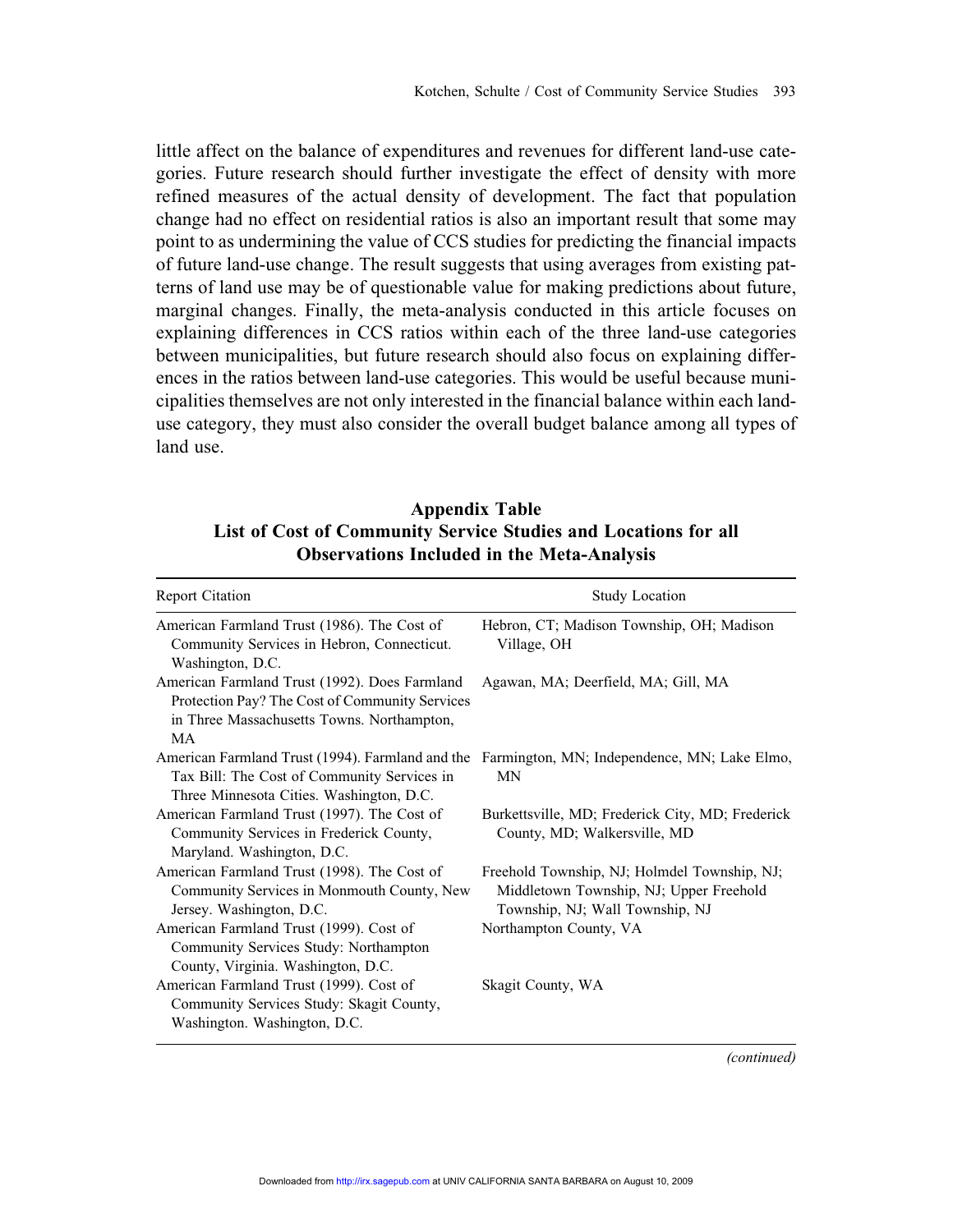little affect on the balance of expenditures and revenues for different land-use categories. Future research should further investigate the effect of density with more refined measures of the actual density of development. The fact that population change had no effect on residential ratios is also an important result that some may point to as undermining the value of CCS studies for predicting the financial impacts of future land-use change. The result suggests that using averages from existing patterns of land use may be of questionable value for making predictions about future, marginal changes. Finally, the meta-analysis conducted in this article focuses on explaining differences in CCS ratios within each of the three land-use categories between municipalities, but future research should also focus on explaining differences in the ratios between land-use categories. This would be useful because municipalities themselves are not only interested in the financial balance within each land-use category, they must also consider the overall budget balance among all types of land use.

**Appendix Table**
**List of Cost of Community Service Studies and Locations for all Observations Included in the Meta-Analysis**

| Report Citation | Study Location |
|---|---|
| American Farmland Trust (1986). The Cost of Community Services in Hebron, Connecticut. Washington, D.C. | Hebron, CT; Madison Township, OH; Madison Village, OH |
| American Farmland Trust (1992). Does Farmland Protection Pay? The Cost of Community Services in Three Massachusetts Towns. Northampton, MA | Agawan, MA; Deerfield, MA; Gill, MA |
| American Farmland Trust (1994). Farmland and the Tax Bill: The Cost of Community Services in Three Minnesota Cities. Washington, D.C. | Farmington, MN; Independence, MN; Lake Elmo, MN |
| American Farmland Trust (1997). The Cost of Community Services in Frederick County, Maryland. Washington, D.C. | Burkettsville, MD; Frederick City, MD; Frederick County, MD; Walkersville, MD |
| American Farmland Trust (1998). The Cost of Community Services in Monmouth County, New Jersey. Washington, D.C. | Freehold Township, NJ; Holmdel Township, NJ; Middletown Township, NJ; Upper Freehold Township, NJ; Wall Township, NJ |
| American Farmland Trust (1999). Cost of Community Services Study: Northampton County, Virginia. Washington, D.C. | Northampton County, VA |
| American Farmland Trust (1999). Cost of Community Services Study: Skagit County, Washington. Washington, D.C. | Skagit County, WA |

*(continued)*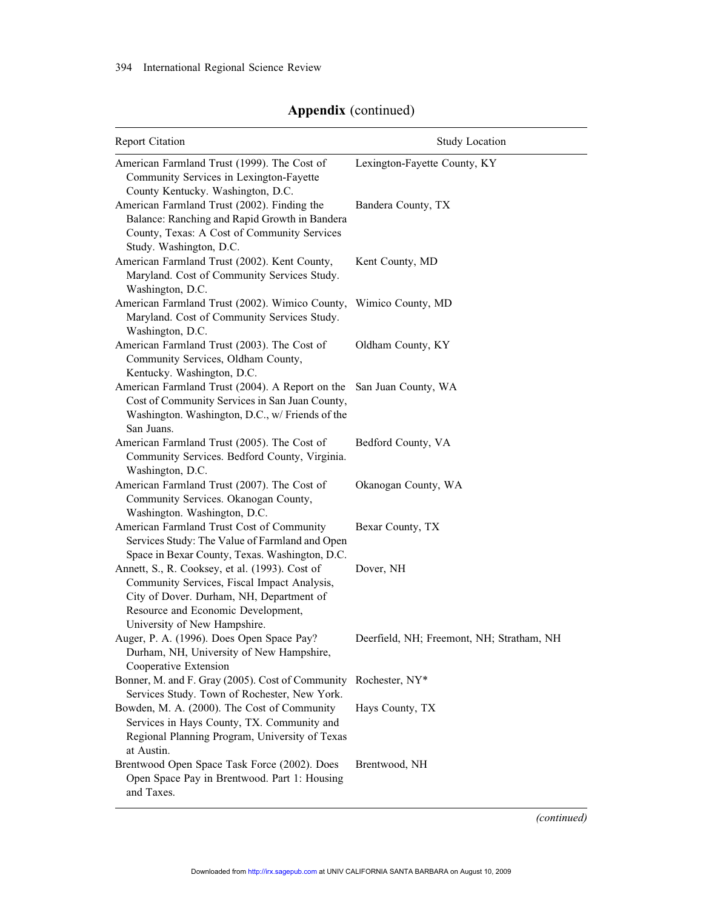**Appendix** (continued)

| Report Citation | Study Location |
|---|---|
| American Farmland Trust (1999). The Cost of Community Services in Lexington-Fayette County Kentucky. Washington, D.C. | Lexington-Fayette County, KY |
| American Farmland Trust (2002). Finding the Balance: Ranching and Rapid Growth in Bandera County, Texas: A Cost of Community Services Study. Washington, D.C. | Bandera County, TX |
| American Farmland Trust (2002). Kent County, Maryland. Cost of Community Services Study. Washington, D.C. | Kent County, MD |
| American Farmland Trust (2002). Wimico County, Maryland. Cost of Community Services Study. Washington, D.C. | Wimico County, MD |
| American Farmland Trust (2003). The Cost of Community Services, Oldham County, Kentucky. Washington, D.C. | Oldham County, KY |
| American Farmland Trust (2004). A Report on the Cost of Community Services in San Juan County, Washington. Washington, D.C., w/ Friends of the San Juans. | San Juan County, WA |
| American Farmland Trust (2005). The Cost of Community Services. Bedford County, Virginia. Washington, D.C. | Bedford County, VA |
| American Farmland Trust (2007). The Cost of Community Services. Okanogan County, Washington. Washington, D.C. | Okanogan County, WA |
| American Farmland Trust Cost of Community Services Study: The Value of Farmland and Open Space in Bexar County, Texas. Washington, D.C. | Bexar County, TX |
| Annett, S., R. Cooksey, et al. (1993). Cost of Community Services, Fiscal Impact Analysis, City of Dover. Durham, NH, Department of Resource and Economic Development, University of New Hampshire. | Dover, NH |
| Auger, P. A. (1996). Does Open Space Pay? Durham, NH, University of New Hampshire, Cooperative Extension | Deerfield, NH; Freemont, NH; Stratham, NH |
| Bonner, M. and F. Gray (2005). Cost of Community Services Study. Town of Rochester, New York. | Rochester, NY* |
| Bowden, M. A. (2000). The Cost of Community Services in Hays County, TX. Community and Regional Planning Program, University of Texas at Austin. | Hays County, TX |
| Brentwood Open Space Task Force (2002). Does Open Space Pay in Brentwood. Part 1: Housing and Taxes. | Brentwood, NH |

*(continued)*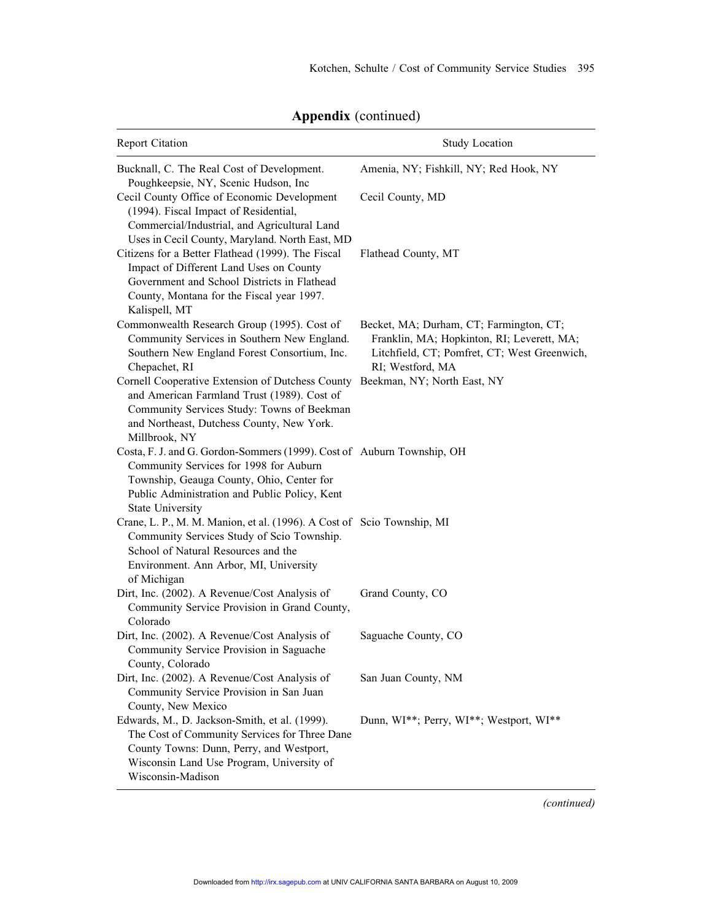**Appendix** (continued)

| Report Citation | Study Location |
|---|---|
| Bucknall, C. The Real Cost of Development. Poughkeepsie, NY, Scenic Hudson, Inc | Amenia, NY; Fishkill, NY; Red Hook, NY |
| Cecil County Office of Economic Development (1994). Fiscal Impact of Residential, Commercial/Industrial, and Agricultural Land Uses in Cecil County, Maryland. North East, MD | Cecil County, MD |
| Citizens for a Better Flathead (1999). The Fiscal Impact of Different Land Uses on County Government and School Districts in Flathead County, Montana for the Fiscal year 1997. Kalispell, MT | Flathead County, MT |
| Commonwealth Research Group (1995). Cost of Community Services in Southern New England. Southern New England Forest Consortium, Inc. Chepachet, RI | Becket, MA; Durham, CT; Farmington, CT; Franklin, MA; Hopkinton, RI; Leverett, MA; Litchfield, CT; Pomfret, CT; West Greenwich, RI; Westford, MA |
| Cornell Cooperative Extension of Dutchess County and American Farmland Trust (1989). Cost of Community Services Study: Towns of Beekman and Northeast, Dutchess County, New York. Millbrook, NY | Beekman, NY; North East, NY |
| Costa, F. J. and G. Gordon-Sommers (1999). Cost of Community Services for 1998 for Auburn Township, Geauga County, Ohio, Center for Public Administration and Public Policy, Kent State University | Auburn Township, OH |
| Crane, L. P., M. M. Manion, et al. (1996). A Cost of Community Services Study of Scio Township. School of Natural Resources and the Environment. Ann Arbor, MI, University of Michigan | Scio Township, MI |
| Dirt, Inc. (2002). A Revenue/Cost Analysis of Community Service Provision in Grand County, Colorado | Grand County, CO |
| Dirt, Inc. (2002). A Revenue/Cost Analysis of Community Service Provision in Saguache County, Colorado | Saguache County, CO |
| Dirt, Inc. (2002). A Revenue/Cost Analysis of Community Service Provision in San Juan County, New Mexico | San Juan County, NM |
| Edwards, M., D. Jackson-Smith, et al. (1999). The Cost of Community Services for Three Dane County Towns: Dunn, Perry, and Westport, Wisconsin Land Use Program, University of Wisconsin-Madison | Dunn, WI**; Perry, WI**; Westport, WI** |

*(continued)*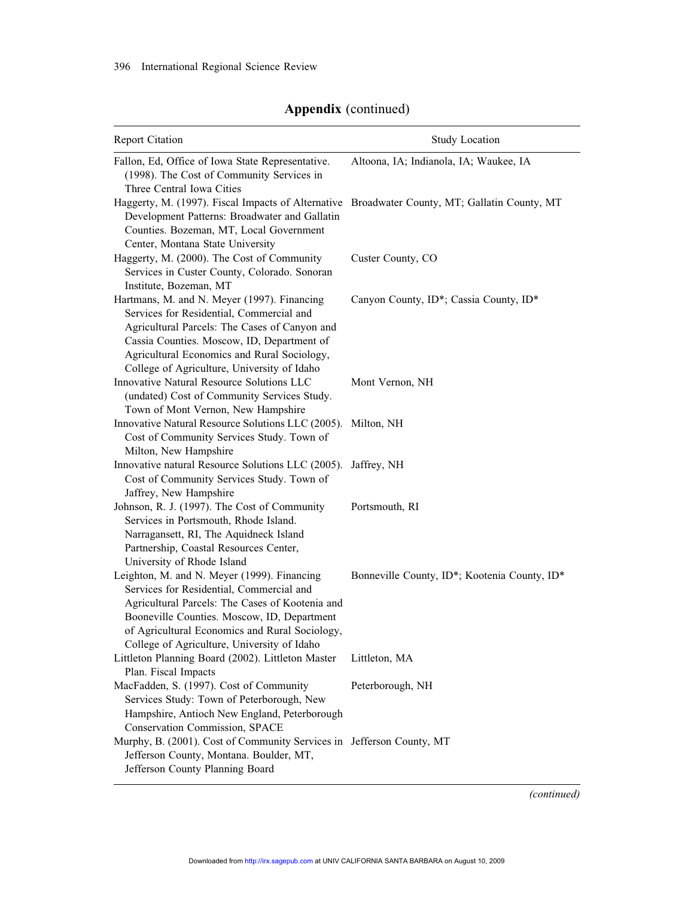## **Appendix** (continued)

| Report Citation | Study Location |
|---|---|
| Fallon, Ed, Office of Iowa State Representative. (1998). The Cost of Community Services in Three Central Iowa Cities | Altoona, IA; Indianola, IA; Waukee, IA |
| Haggerty, M. (1997). Fiscal Impacts of Alternative Development Patterns: Broadwater and Gallatin Counties. Bozeman, MT, Local Government Center, Montana State University | Broadwater County, MT; Gallatin County, MT |
| Haggerty, M. (2000). The Cost of Community Services in Custer County, Colorado. Sonoran Institute, Bozeman, MT | Custer County, CO |
| Hartmans, M. and N. Meyer (1997). Financing Services for Residential, Commercial and Agricultural Parcels: The Cases of Canyon and Cassia Counties. Moscow, ID, Department of Agricultural Economics and Rural Sociology, College of Agriculture, University of Idaho | Canyon County, ID*; Cassia County, ID* |
| Innovative Natural Resource Solutions LLC (undated) Cost of Community Services Study. Town of Mont Vernon, New Hampshire | Mont Vernon, NH |
| Innovative Natural Resource Solutions LLC (2005). Cost of Community Services Study. Town of Milton, New Hampshire | Milton, NH |
| Innovative natural Resource Solutions LLC (2005). Cost of Community Services Study. Town of Jaffrey, New Hampshire | Jaffrey, NH |
| Johnson, R. J. (1997). The Cost of Community Services in Portsmouth, Rhode Island. Narragansett, RI, The Aquidneck Island Partnership, Coastal Resources Center, University of Rhode Island | Portsmouth, RI |
| Leighton, M. and N. Meyer (1999). Financing Services for Residential, Commercial and Agricultural Parcels: The Cases of Kootenia and Booneville Counties. Moscow, ID, Department of Agricultural Economics and Rural Sociology, College of Agriculture, University of Idaho | Bonneville County, ID*; Kootenia County, ID* |
| Littleton Planning Board (2002). Littleton Master Plan. Fiscal Impacts | Littleton, MA |
| MacFadden, S. (1997). Cost of Community Services Study: Town of Peterborough, New Hampshire, Antioch New England, Peterborough Conservation Commission, SPACE | Peterborough, NH |
| Murphy, B. (2001). Cost of Community Services in Jefferson County, Montana. Boulder, MT, Jefferson County Planning Board | Jefferson County, MT |

*(continued)*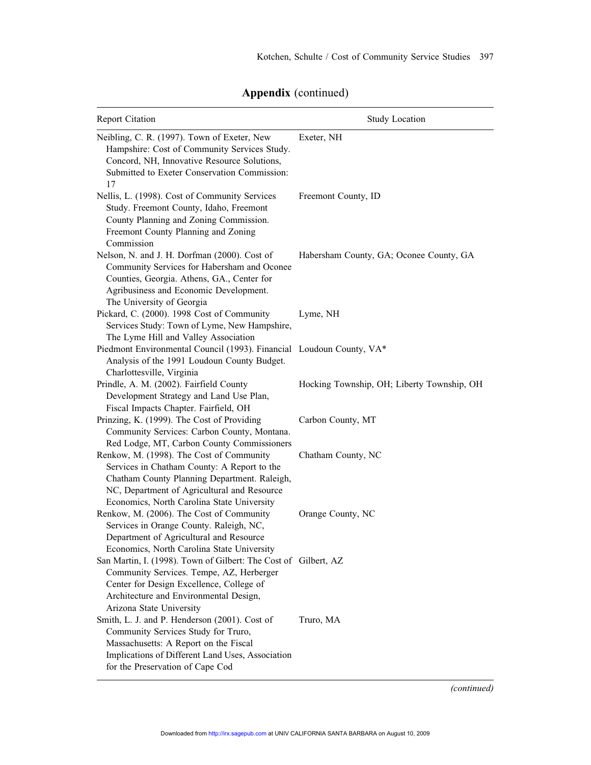**Appendix** (continued)

| Report Citation | Study Location |
|---|---|
| Neibling, C. R. (1997). Town of Exeter, New Hampshire: Cost of Community Services Study. Concord, NH, Innovative Resource Solutions, Submitted to Exeter Conservation Commission: 17 | Exeter, NH |
| Nellis, L. (1998). Cost of Community Services Study. Freemont County, Idaho, Freemont County Planning and Zoning Commission. Freemont County Planning and Zoning Commission | Freemont County, ID |
| Nelson, N. and J. H. Dorfman (2000). Cost of Community Services for Habersham and Oconee Counties, Georgia. Athens, GA., Center for Agribusiness and Economic Development. The University of Georgia | Habersham County, GA; Oconee County, GA |
| Pickard, C. (2000). 1998 Cost of Community Services Study: Town of Lyme, New Hampshire, The Lyme Hill and Valley Association | Lyme, NH |
| Piedmont Environmental Council (1993). Financial Analysis of the 1991 Loudoun County Budget. Charlottesville, Virginia | Loudoun County, VA* |
| Prindle, A. M. (2002). Fairfield County Development Strategy and Land Use Plan, Fiscal Impacts Chapter. Fairfield, OH | Hocking Township, OH; Liberty Township, OH |
| Prinzing, K. (1999). The Cost of Providing Community Services: Carbon County, Montana. Red Lodge, MT, Carbon County Commissioners | Carbon County, MT |
| Renkow, M. (1998). The Cost of Community Services in Chatham County: A Report to the Chatham County Planning Department. Raleigh, NC, Department of Agricultural and Resource Economics, North Carolina State University | Chatham County, NC |
| Renkow, M. (2006). The Cost of Community Services in Orange County. Raleigh, NC, Department of Agricultural and Resource Economics, North Carolina State University | Orange County, NC |
| San Martin, I. (1998). Town of Gilbert: The Cost of Community Services. Tempe, AZ, Herberger Center for Design Excellence, College of Architecture and Environmental Design, Arizona State University | Gilbert, AZ |
| Smith, L. J. and P. Henderson (2001). Cost of Community Services Study for Truro, Massachusetts: A Report on the Fiscal Implications of Different Land Uses, Association for the Preservation of Cape Cod | Truro, MA |

*(continued)*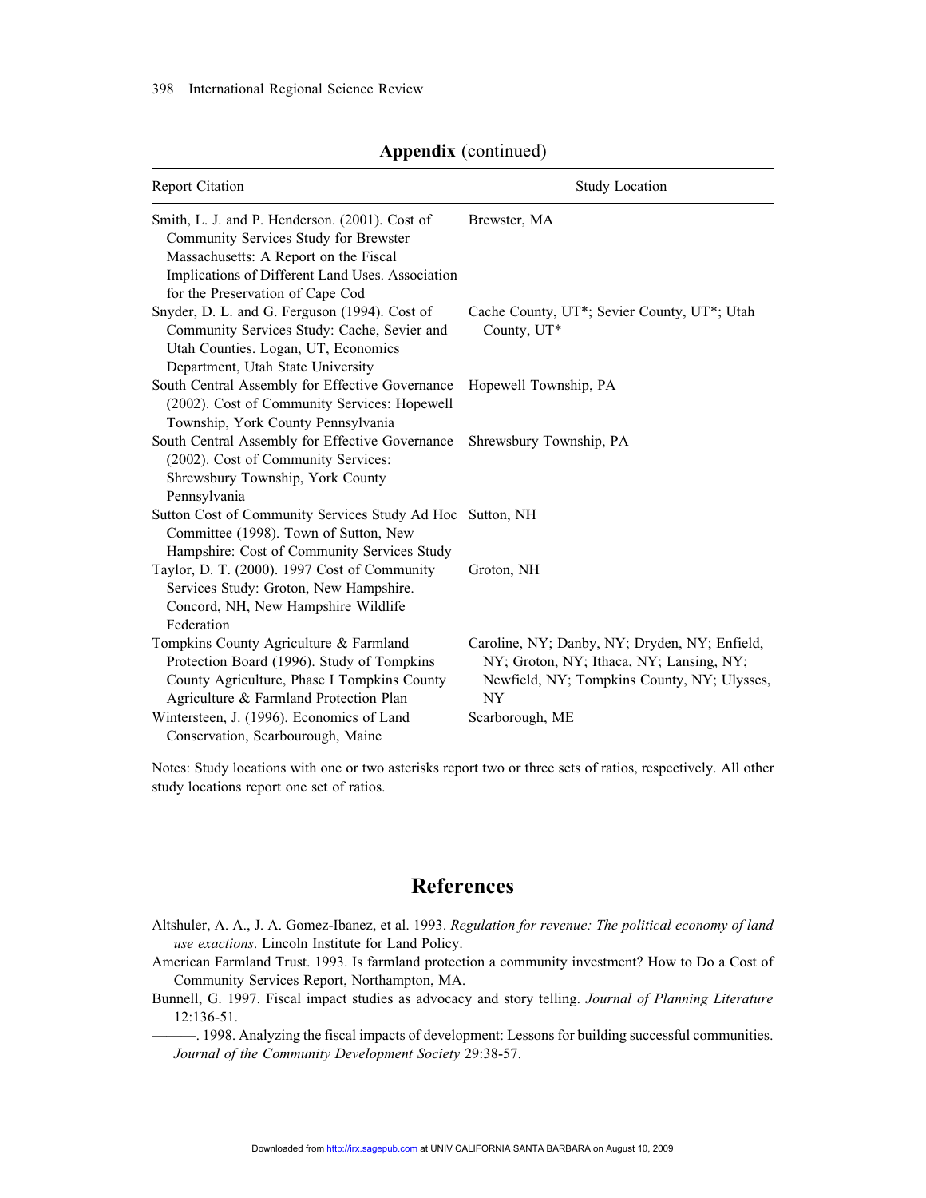**Appendix** (continued)

| Report Citation | Study Location |
|---|---|
| Smith, L. J. and P. Henderson. (2001). Cost of Community Services Study for Brewster Massachusetts: A Report on the Fiscal Implications of Different Land Uses. Association for the Preservation of Cape Cod | Brewster, MA |
| Snyder, D. L. and G. Ferguson (1994). Cost of Community Services Study: Cache, Sevier and Utah Counties. Logan, UT, Economics Department, Utah State University | Cache County, UT*; Sevier County, UT*; Utah County, UT* |
| South Central Assembly for Effective Governance (2002). Cost of Community Services: Hopewell Township, York County Pennsylvania | Hopewell Township, PA |
| South Central Assembly for Effective Governance (2002). Cost of Community Services: Shrewsbury Township, York County Pennsylvania | Shrewsbury Township, PA |
| Sutton Cost of Community Services Study Ad Hoc Committee (1998). Town of Sutton, New Hampshire: Cost of Community Services Study | Sutton, NH |
| Taylor, D. T. (2000). 1997 Cost of Community Services Study: Groton, New Hampshire. Concord, NH, New Hampshire Wildlife Federation | Groton, NH |
| Tompkins County Agriculture & Farmland Protection Board (1996). Study of Tompkins County Agriculture, Phase I Tompkins County Agriculture & Farmland Protection Plan | Caroline, NY; Danby, NY; Dryden, NY; Enfield, NY; Groton, NY; Ithaca, NY; Lansing, NY; Newfield, NY; Tompkins County, NY; Ulysses, NY |
| Wintersteen, J. (1996). Economics of Land Conservation, Scarbourough, Maine | Scarborough, ME |

Notes: Study locations with one or two asterisks report two or three sets of ratios, respectively. All other study locations report one set of ratios.

# References

Altshuler, A. A., J. A. Gomez-Ibanez, et al. 1993. *Regulation for revenue: The political economy of land use exactions*. Lincoln Institute for Land Policy.

American Farmland Trust. 1993. Is farmland protection a community investment? How to Do a Cost of Community Services Report, Northampton, MA.

Bunnell, G. 1997. Fiscal impact studies as advocacy and story telling. *Journal of Planning Literature* 12:136-51.

———. 1998. Analyzing the fiscal impacts of development: Lessons for building successful communities. *Journal of the Community Development Society* 29:38-57.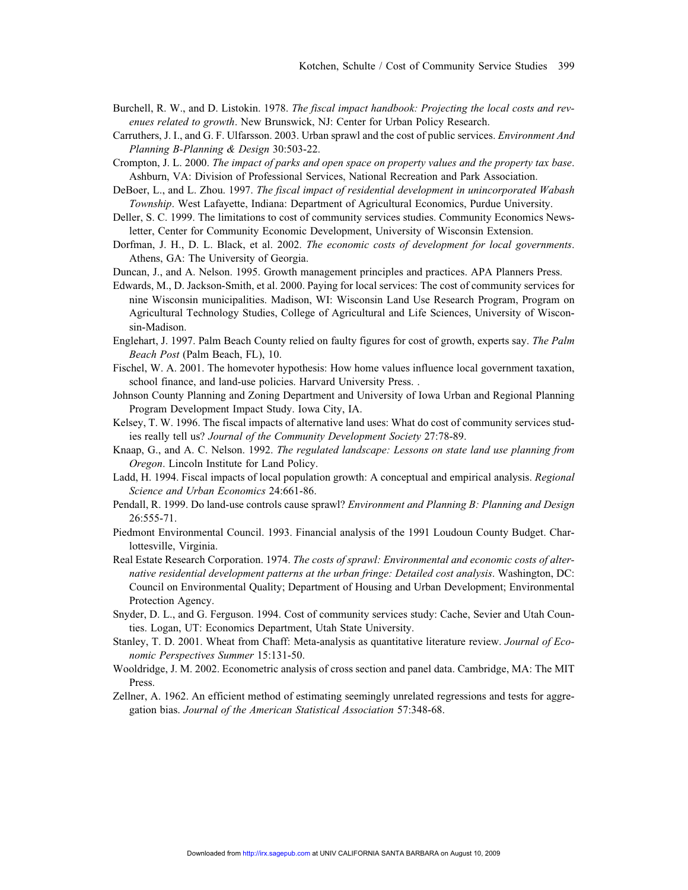Burchell, R. W., and D. Listokin. 1978. *The fiscal impact handbook: Projecting the local costs and revenues related to growth*. New Brunswick, NJ: Center for Urban Policy Research.

Carruthers, J. I., and G. F. Ulfarsson. 2003. Urban sprawl and the cost of public services. *Environment And Planning B-Planning & Design* 30:503-22.

Crompton, J. L. 2000. *The impact of parks and open space on property values and the property tax base*. Ashburn, VA: Division of Professional Services, National Recreation and Park Association.

DeBoer, L., and L. Zhou. 1997. *The fiscal impact of residential development in unincorporated Wabash Township*. West Lafayette, Indiana: Department of Agricultural Economics, Purdue University.

Deller, S. C. 1999. The limitations to cost of community services studies. Community Economics Newsletter, Center for Community Economic Development, University of Wisconsin Extension.

Dorfman, J. H., D. L. Black, et al. 2002. *The economic costs of development for local governments*. Athens, GA: The University of Georgia.

Duncan, J., and A. Nelson. 1995. Growth management principles and practices. APA Planners Press.

Edwards, M., D. Jackson-Smith, et al. 2000. Paying for local services: The cost of community services for nine Wisconsin municipalities. Madison, WI: Wisconsin Land Use Research Program, Program on Agricultural Technology Studies, College of Agricultural and Life Sciences, University of Wisconsin-Madison.

Englehart, J. 1997. Palm Beach County relied on faulty figures for cost of growth, experts say. *The Palm Beach Post* (Palm Beach, FL), 10.

Fischel, W. A. 2001. The homevoter hypothesis: How home values influence local government taxation, school finance, and land-use policies. Harvard University Press. .

Johnson County Planning and Zoning Department and University of Iowa Urban and Regional Planning Program Development Impact Study. Iowa City, IA.

Kelsey, T. W. 1996. The fiscal impacts of alternative land uses: What do cost of community services studies really tell us? *Journal of the Community Development Society* 27:78-89.

Knaap, G., and A. C. Nelson. 1992. *The regulated landscape: Lessons on state land use planning from Oregon*. Lincoln Institute for Land Policy.

Ladd, H. 1994. Fiscal impacts of local population growth: A conceptual and empirical analysis. *Regional Science and Urban Economics* 24:661-86.

Pendall, R. 1999. Do land-use controls cause sprawl? *Environment and Planning B: Planning and Design* 26:555-71.

Piedmont Environmental Council. 1993. Financial analysis of the 1991 Loudoun County Budget. Charlottesville, Virginia.

Real Estate Research Corporation. 1974. *The costs of sprawl: Environmental and economic costs of alternative residential development patterns at the urban fringe: Detailed cost analysis*. Washington, DC: Council on Environmental Quality; Department of Housing and Urban Development; Environmental Protection Agency.

Snyder, D. L., and G. Ferguson. 1994. Cost of community services study: Cache, Sevier and Utah Counties. Logan, UT: Economics Department, Utah State University.

Stanley, T. D. 2001. Wheat from Chaff: Meta-analysis as quantitative literature review. *Journal of Economic Perspectives Summer* 15:131-50.

Wooldridge, J. M. 2002. Econometric analysis of cross section and panel data. Cambridge, MA: The MIT Press.

Zellner, A. 1962. An efficient method of estimating seemingly unrelated regressions and tests for aggregation bias. *Journal of the American Statistical Association* 57:348-68.